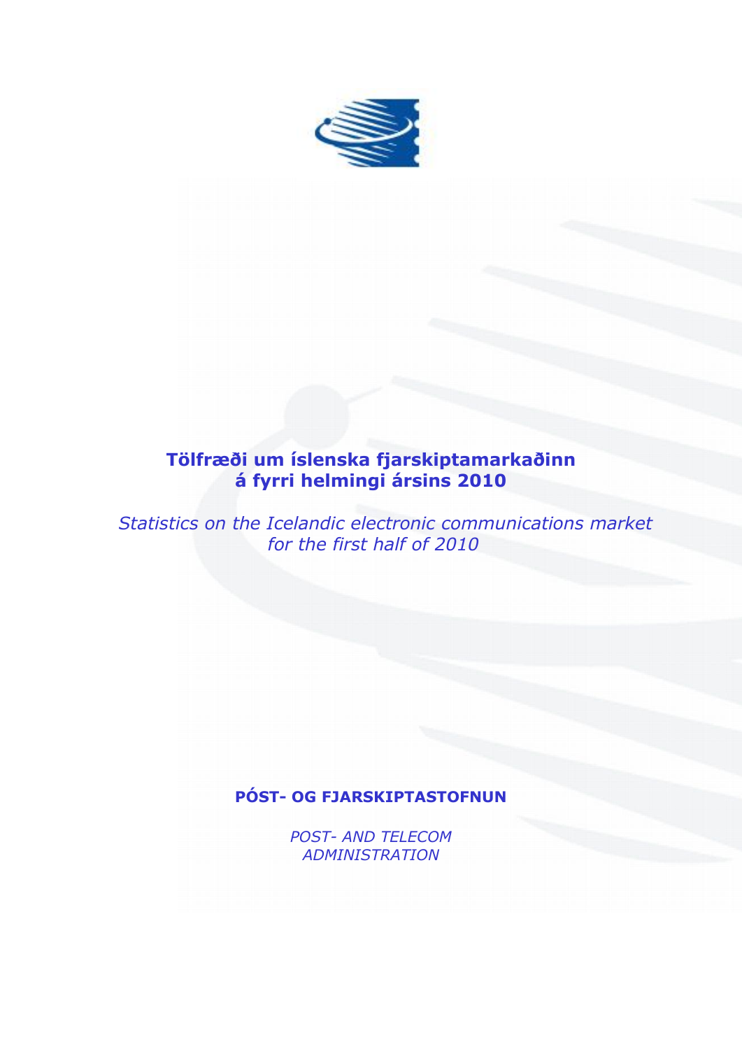# Tölfræði um íslenska fjarskiptamarkaðinn á fyrri helmingi ársins 2010

*Statistics on the Icelandic electronic communications market for the first half of 2010*

**PÓST- OG FJARSKIPTASTOFNUN**

*POST- AND TELECOM ADMINISTRATION*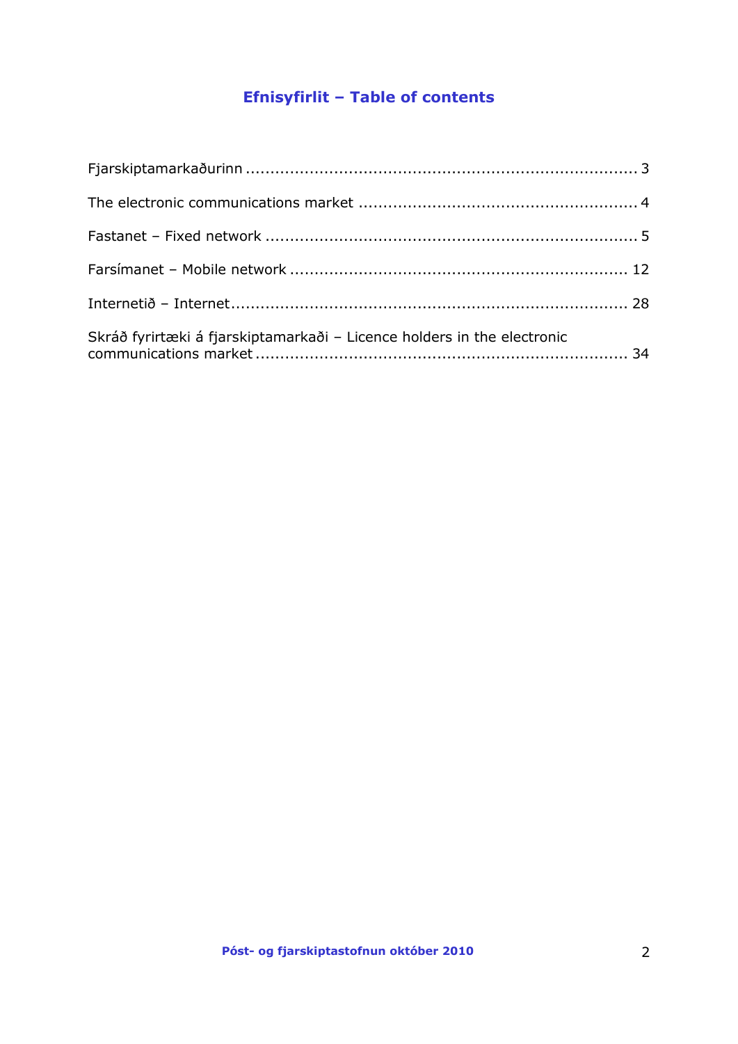## Efnisyfirlit – Table of contents

Fjarskiptamarkaðurinn ........................................................................... 3

The electronic communications market .................................................... 4

Fastanet – Fixed network ........................................................................ 5

Farsímanet – Mobile network ................................................................. 12

Internetið – Internet............................................................................. 28

Skráð fyrirtæki á fjarskiptamarkaði – Licence holders in the electronic communications market ........................................................................ 34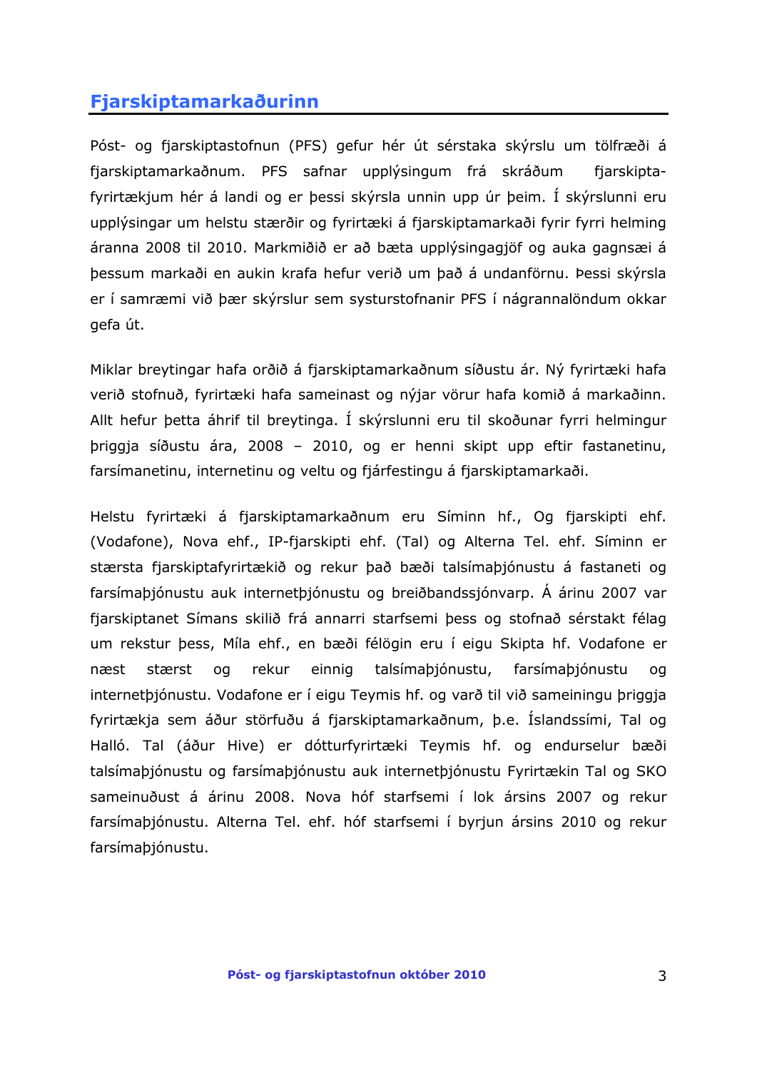## Fjarskiptamarkaðurinn

Póst- og fjarskiptastofnun (PFS) gefur hér út sérstaka skýrslu um tölfræði á fjarskiptamarkaðnum. PFS safnar upplýsingum frá skráðum fjarskipta­fyrirtækjum hér á landi og er þessi skýrsla unnin upp úr þeim. Í skýrslunni eru upplýsingar um helstu stærðir og fyrirtæki á fjarskiptamarkaði fyrir fyrri helming áranna 2008 til 2010. Markmiðið er að bæta upplýsingagjöf og auka gagnsæi á þessum markaði en aukin krafa hefur verið um það á undanförnu. Þessi skýrsla er í samræmi við þær skýrslur sem systurstofnanir PFS í nágrannalöndum okkar gefa út.

Miklar breytingar hafa orðið á fjarskiptamarkaðnum síðustu ár. Ný fyrirtæki hafa verið stofnuð, fyrirtæki hafa sameinast og nýjar vörur hafa komið á markaðinn. Allt hefur þetta áhrif til breytinga. Í skýrslunni eru til skoðunar fyrri helmingur þriggja síðustu ára, 2008 – 2010, og er henni skipt upp eftir fastanetinu, farsímanetinu, internetinu og veltu og fjárfestingu á fjarskiptamarkaði.

Helstu fyrirtæki á fjarskiptamarkaðnum eru Síminn hf., Og fjarskipti ehf. (Vodafone), Nova ehf., IP-fjarskipti ehf. (Tal) og Alterna Tel. ehf. Síminn er stærsta fjarskiptafyrirtækið og rekur það bæði talsímaþjónustu á fastaneti og farsímaþjónustu auk internetþjónustu og breiðbandssjónvarp. Á árinu 2007 var fjarskiptanet Símans skilið frá annarri starfsemi þess og stofnað sérstakt félag um rekstur þess, Míla ehf., en bæði félögin eru í eigu Skipta hf. Vodafone er næst stærst og rekur einnig talsímaþjónustu, farsímaþjónustu og internetþjónustu. Vodafone er í eigu Teymis hf. og varð til við sameiningu þriggja fyrirtækja sem áður störfuðu á fjarskiptamarkaðnum, þ.e. Íslandssími, Tal og Halló. Tal (áður Hive) er dótturfyrirtæki Teymis hf. og endurselur bæði talsímaþjónustu og farsímaþjónustu auk internetþjónustu Fyrirtækin Tal og SKO sameinuðust á árinu 2008. Nova hóf starfsemi í lok ársins 2007 og rekur farsímaþjónustu. Alterna Tel. ehf. hóf starfsemi í byrjun ársins 2010 og rekur farsímaþjónustu.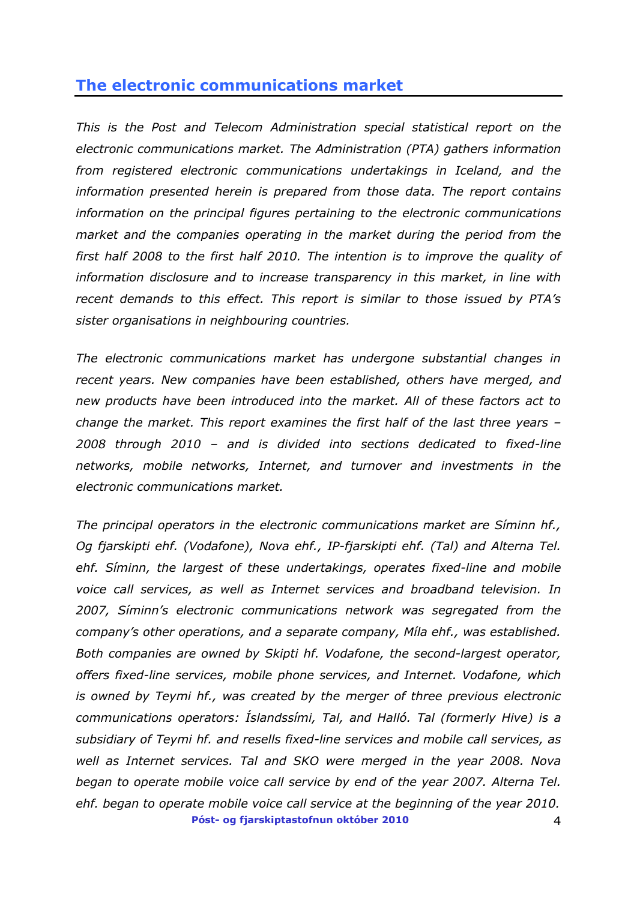## The electronic communications market

*This is the Post and Telecom Administration special statistical report on the electronic communications market. The Administration (PTA) gathers information from registered electronic communications undertakings in Iceland, and the information presented herein is prepared from those data. The report contains information on the principal figures pertaining to the electronic communications market and the companies operating in the market during the period from the first half 2008 to the first half 2010. The intention is to improve the quality of information disclosure and to increase transparency in this market, in line with recent demands to this effect. This report is similar to those issued by PTA's sister organisations in neighbouring countries.*

*The electronic communications market has undergone substantial changes in recent years. New companies have been established, others have merged, and new products have been introduced into the market. All of these factors act to change the market. This report examines the first half of the last three years – 2008 through 2010 – and is divided into sections dedicated to fixed-line networks, mobile networks, Internet, and turnover and investments in the electronic communications market.*

*The principal operators in the electronic communications market are Síminn hf., Og fjarskipti ehf. (Vodafone), Nova ehf., IP-fjarskipti ehf. (Tal) and Alterna Tel. ehf. Síminn, the largest of these undertakings, operates fixed-line and mobile voice call services, as well as Internet services and broadband television. In 2007, Síminn's electronic communications network was segregated from the company's other operations, and a separate company, Míla ehf., was established. Both companies are owned by Skipti hf. Vodafone, the second-largest operator, offers fixed-line services, mobile phone services, and Internet. Vodafone, which is owned by Teymi hf., was created by the merger of three previous electronic communications operators: Íslandssími, Tal, and Halló. Tal (formerly Hive) is a subsidiary of Teymi hf. and resells fixed-line services and mobile call services, as well as Internet services. Tal and SKO were merged in the year 2008. Nova began to operate mobile voice call service by end of the year 2007. Alterna Tel. ehf. began to operate mobile voice call service at the beginning of the year 2010.*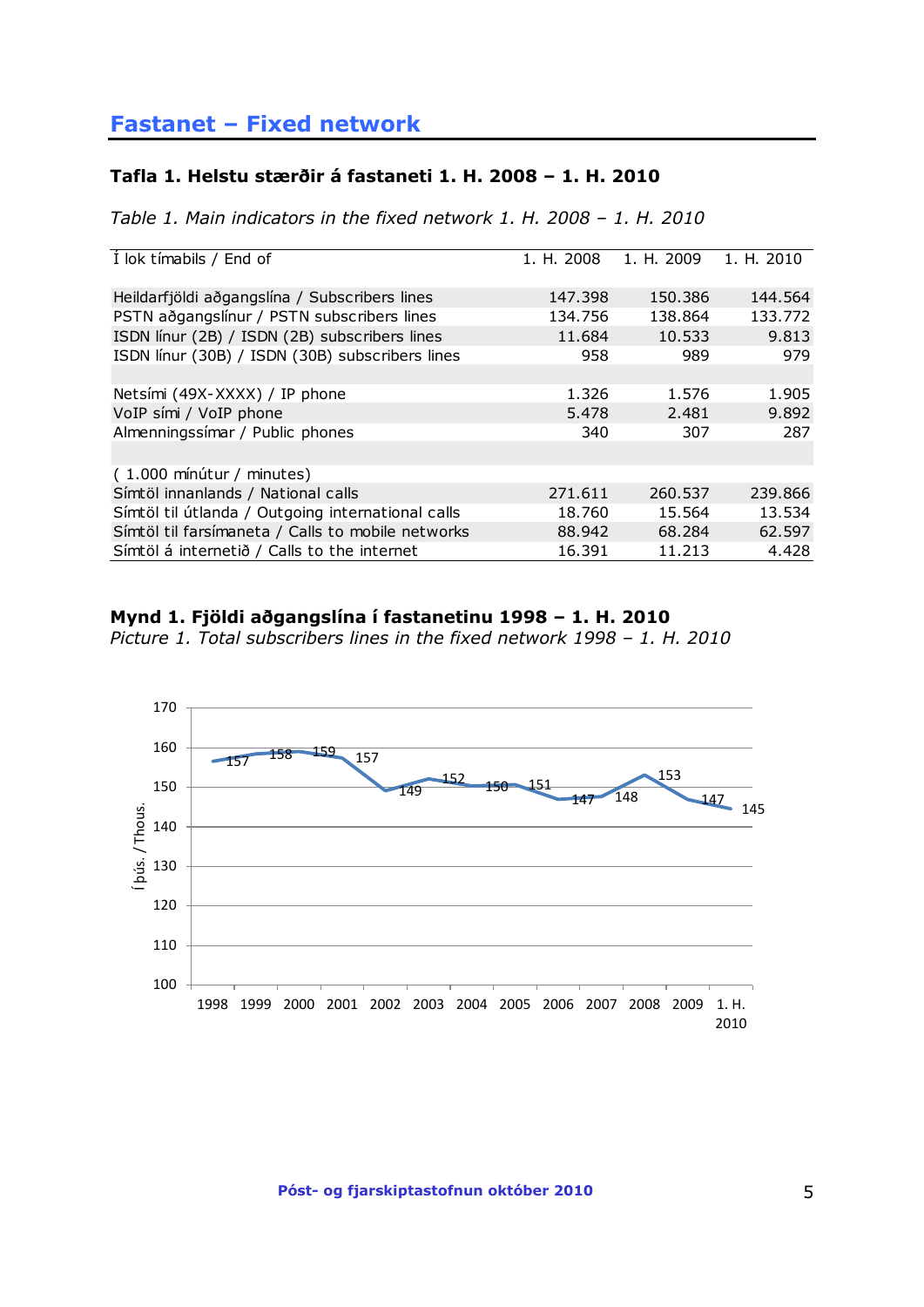## Fastanet – Fixed network

### Tafla 1. Helstu stærðir á fastaneti 1. H. 2008 – 1. H. 2010

*Table 1. Main indicators in the fixed network 1. H. 2008 – 1. H. 2010*

| Í lok tímabils / End of | 1. H. 2008 | 1. H. 2009 | 1. H. 2010 |
|---|---|---|---|
| Heildarfjöldi aðgangslína / Subscribers lines | 147.398 | 150.386 | 144.564 |
| PSTN aðgangslínur / PSTN subscribers lines | 134.756 | 138.864 | 133.772 |
| ISDN línur (2B) / ISDN (2B) subscribers lines | 11.684 | 10.533 | 9.813 |
| ISDN línur (30B) / ISDN (30B) subscribers lines | 958 | 989 | 979 |
| | | | |
| Netsími (49X-XXXX) / IP phone | 1.326 | 1.576 | 1.905 |
| VoIP sími / VoIP phone | 5.478 | 2.481 | 9.892 |
| Almenningssímar / Public phones | 340 | 307 | 287 |
| | | | |
| ( 1.000 mínútur / minutes) | | | |
| Símtöl innanlands / National calls | 271.611 | 260.537 | 239.866 |
| Símtöl til útlanda / Outgoing international calls | 18.760 | 15.564 | 13.534 |
| Símtöl til farsímaneta / Calls to mobile networks | 88.942 | 68.284 | 62.597 |
| Símtöl á internetið / Calls to the internet | 16.391 | 11.213 | 4.428 |

### Mynd 1. Fjöldi aðgangslína í fastanetinu 1998 – 1. H. 2010

*Picture 1. Total subscribers lines in the fixed network 1998 – 1. H. 2010*

| Ár / Year | Í þús. / Thous. |
|---|---|
| 1998 | 157 |
| 1999 | 158 |
| 2000 | 159 |
| 2001 | 157 |
| 2002 | 149 |
| 2003 | 152 |
| 2004 | 150 |
| 2005 | 151 |
| 2006 | 147 |
| 2007 | 148 |
| 2008 | 153 |
| 2009 | 147 |
| 1. H. 2010 | 145 |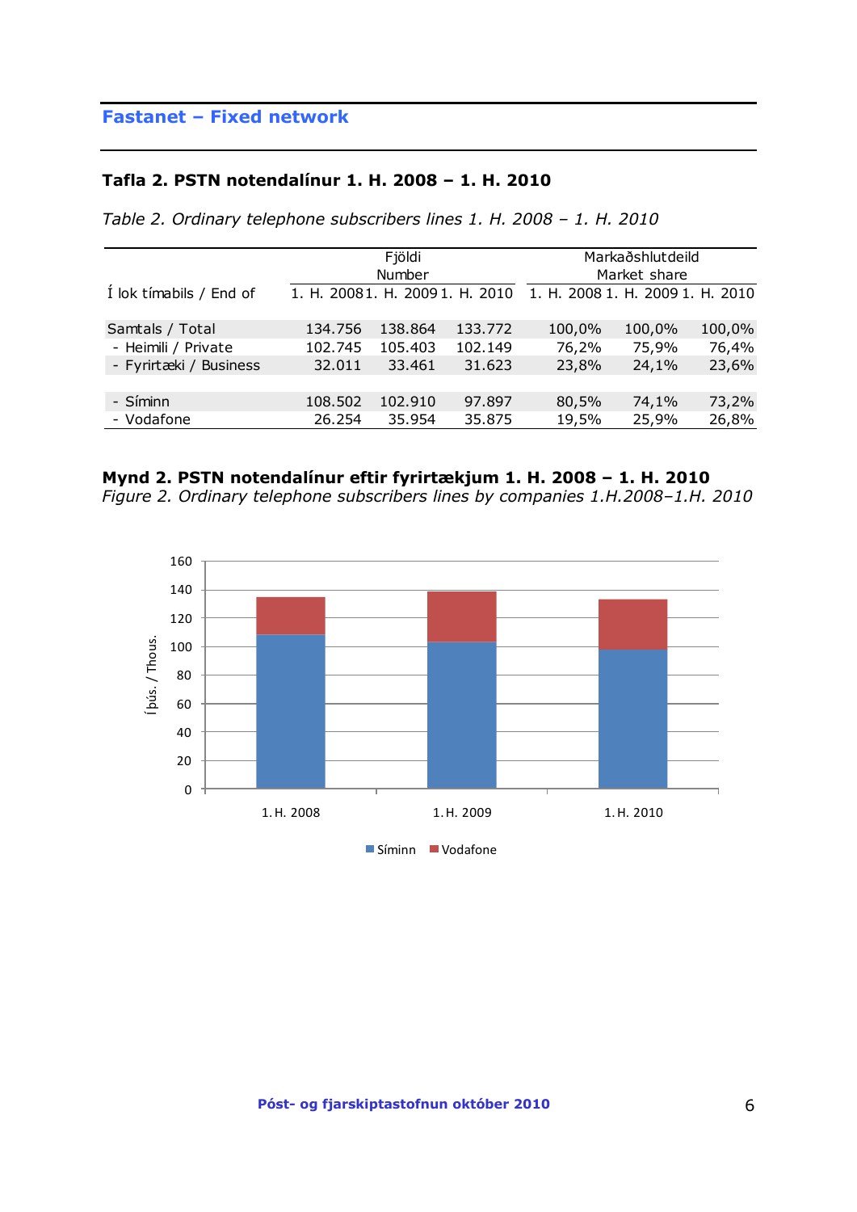## Fastanet – Fixed network

**Tafla 2. PSTN notendalínur 1. H. 2008 – 1. H. 2010**

*Table 2. Ordinary telephone subscribers lines 1. H. 2008 – 1. H. 2010*

| | Fjöldi Number | | | Markaðshlutdeild Market share | | |
|---|---|---|---|---|---|---|
| Í lok tímabils / End of | 1. H. 2008 | 1. H. 2009 | 1. H. 2010 | 1. H. 2008 | 1. H. 2009 | 1. H. 2010 |
| Samtals / Total | 134.756 | 138.864 | 133.772 | 100,0% | 100,0% | 100,0% |
| - Heimili / Private | 102.745 | 105.403 | 102.149 | 76,2% | 75,9% | 76,4% |
| - Fyrirtæki / Business | 32.011 | 33.461 | 31.623 | 23,8% | 24,1% | 23,6% |
| | | | | | | |
| - Síminn | 108.502 | 102.910 | 97.897 | 80,5% | 74,1% | 73,2% |
| - Vodafone | 26.254 | 35.954 | 35.875 | 19,5% | 25,9% | 26,8% |

**Mynd 2. PSTN notendalínur eftir fyrirtækjum 1. H. 2008 – 1. H. 2010**
*Figure 2. Ordinary telephone subscribers lines by companies 1.H.2008–1.H. 2010*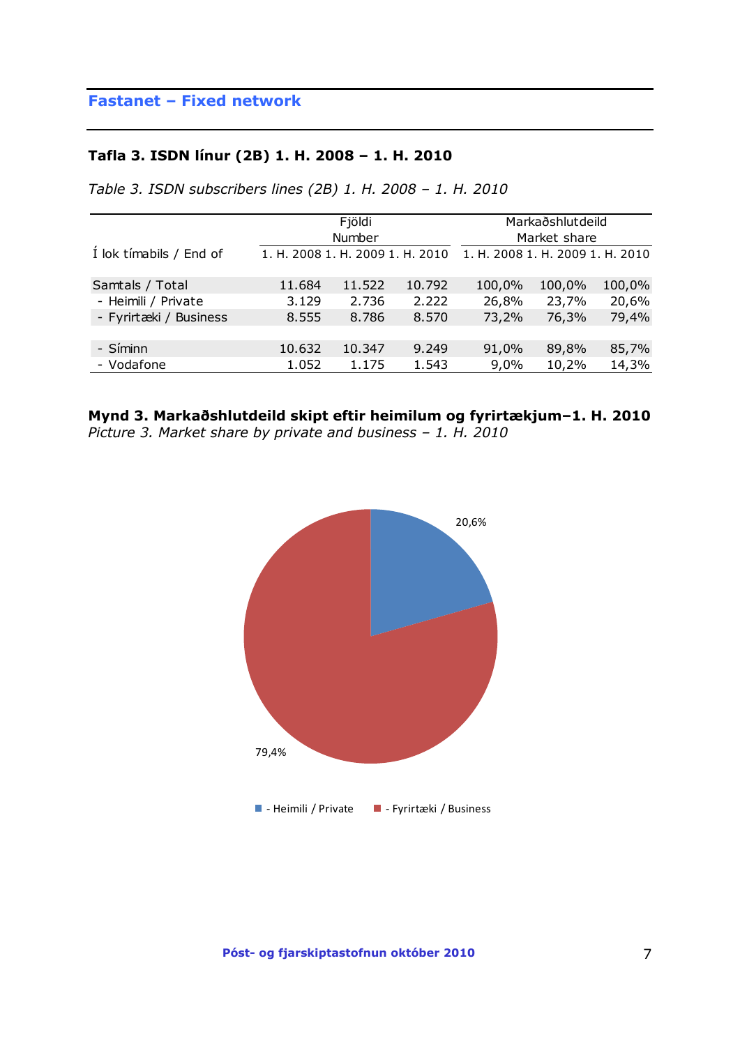## Fastanet – Fixed network

### Tafla 3. ISDN línur (2B) 1. H. 2008 – 1. H. 2010

*Table 3. ISDN subscribers lines (2B) 1. H. 2008 – 1. H. 2010*

| | Fjöldi Number | | | Markaðshlutdeild Market share | | |
|---|---|---|---|---|---|---|
| Í lok tímabils / End of | 1. H. 2008 | 1. H. 2009 | 1. H. 2010 | 1. H. 2008 | 1. H. 2009 | 1. H. 2010 |
| Samtals / Total | 11.684 | 11.522 | 10.792 | 100,0% | 100,0% | 100,0% |
| - Heimili / Private | 3.129 | 2.736 | 2.222 | 26,8% | 23,7% | 20,6% |
| - Fyrirtæki / Business | 8.555 | 8.786 | 8.570 | 73,2% | 76,3% | 79,4% |
| | | | | | | |
| - Síminn | 10.632 | 10.347 | 9.249 | 91,0% | 89,8% | 85,7% |
| - Vodafone | 1.052 | 1.175 | 1.543 | 9,0% | 10,2% | 14,3% |

**Mynd 3. Markaðshlutdeild skipt eftir heimilum og fyrirtækjum–1. H. 2010**
*Picture 3. Market share by private and business – 1. H. 2010*

20,6%

79,4%

- Heimili / Private
- Fyrirtæki / Business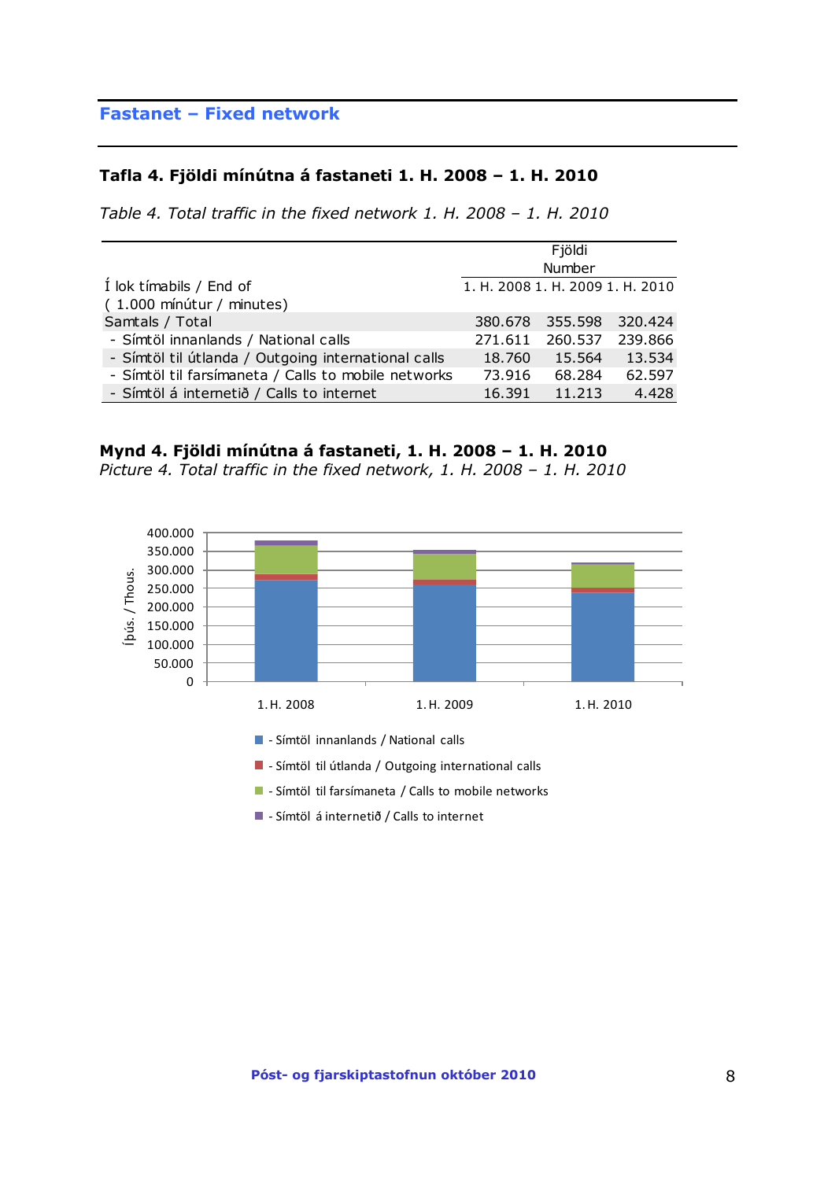## Fastanet – Fixed network

### Tafla 4. Fjöldi mínútna á fastaneti 1. H. 2008 – 1. H. 2010

*Table 4. Total traffic in the fixed network 1. H. 2008 – 1. H. 2010*

| Í lok tímabils / End of ( 1.000 mínútur / minutes) | Fjöldi Number | | |
|---|---|---|---|
| | 1. H. 2008 | 1. H. 2009 | 1. H. 2010 |
| Samtals / Total | 380.678 | 355.598 | 320.424 |
| - Símtöl innanlands / National calls | 271.611 | 260.537 | 239.866 |
| - Símtöl til útlanda / Outgoing international calls | 18.760 | 15.564 | 13.534 |
| - Símtöl til farsímaneta / Calls to mobile networks | 73.916 | 68.284 | 62.597 |
| - Símtöl á internetið / Calls to internet | 16.391 | 11.213 | 4.428 |

**Mynd 4. Fjöldi mínútna á fastaneti, 1. H. 2008 – 1. H. 2010**
*Picture 4. Total traffic in the fixed network, 1. H. 2008 – 1. H. 2010*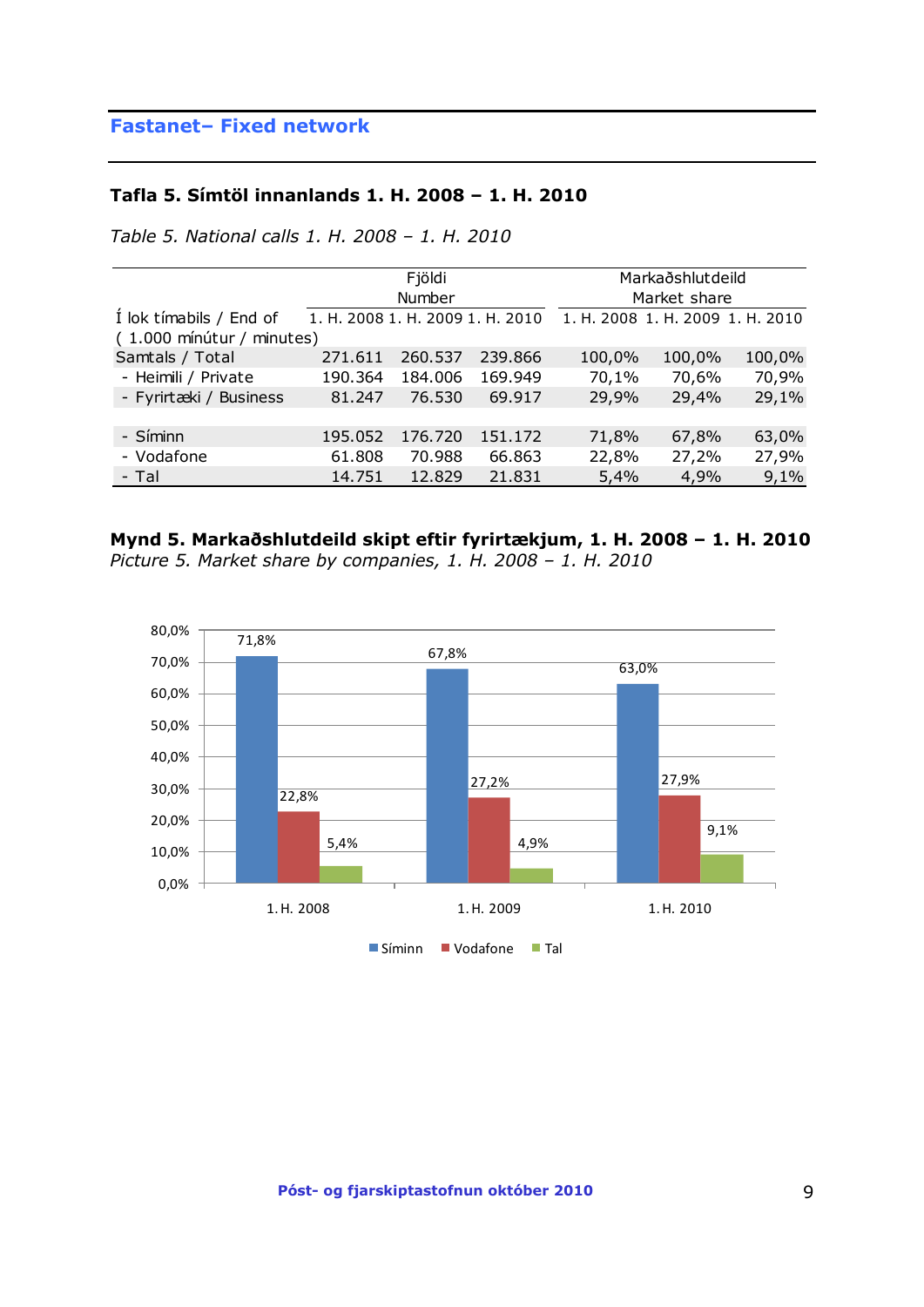## Fastanet– Fixed network

### Tafla 5. Símtöl innanlands 1. H. 2008 – 1. H. 2010

*Table 5. National calls 1. H. 2008 – 1. H. 2010*

| Í lok tímabils / End of ( 1.000 mínútur / minutes) | Fjöldi Number | | | Markaðshlutdeild Market share | | |
|---|---|---|---|---|---|---|
| | 1. H. 2008 | 1. H. 2009 | 1. H. 2010 | 1. H. 2008 | 1. H. 2009 | 1. H. 2010 |
| Samtals / Total | 271.611 | 260.537 | 239.866 | 100,0% | 100,0% | 100,0% |
| - Heimili / Private | 190.364 | 184.006 | 169.949 | 70,1% | 70,6% | 70,9% |
| - Fyrirtæki / Business | 81.247 | 76.530 | 69.917 | 29,9% | 29,4% | 29,1% |
| | | | | | | |
| - Síminn | 195.052 | 176.720 | 151.172 | 71,8% | 67,8% | 63,0% |
| - Vodafone | 61.808 | 70.988 | 66.863 | 22,8% | 27,2% | 27,9% |
| - Tal | 14.751 | 12.829 | 21.831 | 5,4% | 4,9% | 9,1% |

**Mynd 5. Markaðshlutdeild skipt eftir fyrirtækjum, 1. H. 2008 – 1. H. 2010**
*Picture 5. Market share by companies, 1. H. 2008 – 1. H. 2010*

| | 1. H. 2008 | 1. H. 2009 | 1. H. 2010 |
|---|---|---|---|
| Síminn | 71,8% | 67,8% | 63,0% |
| Vodafone | 22,8% | 27,2% | 27,9% |
| Tal | 5,4% | 4,9% | 9,1% |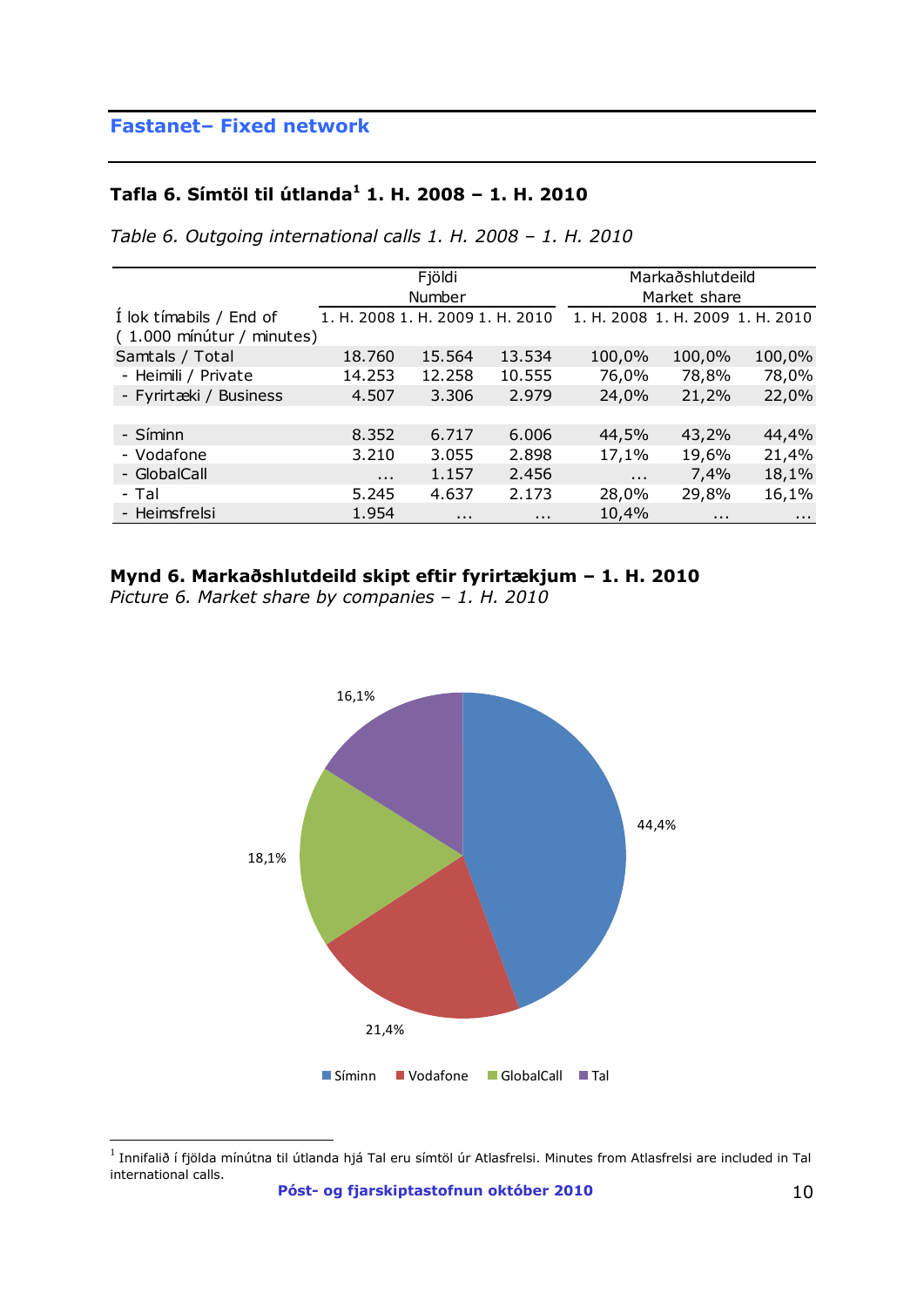## Fastanet– Fixed network

### Tafla 6. Símtöl til útlanda[1] 1. H. 2008 – 1. H. 2010

*Table 6. Outgoing international calls 1. H. 2008 – 1. H. 2010*

| | Fjöldi Number | | | Markaðshlutdeild Market share | | |
|---|---|---|---|---|---|---|
| Í lok tímabils / End of ( 1.000 mínútur / minutes) | 1. H. 2008 | 1. H. 2009 | 1. H. 2010 | 1. H. 2008 | 1. H. 2009 | 1. H. 2010 |
| Samtals / Total | 18.760 | 15.564 | 13.534 | 100,0% | 100,0% | 100,0% |
| - Heimili / Private | 14.253 | 12.258 | 10.555 | 76,0% | 78,8% | 78,0% |
| - Fyrirtæki / Business | 4.507 | 3.306 | 2.979 | 24,0% | 21,2% | 22,0% |
| | | | | | | |
| - Síminn | 8.352 | 6.717 | 6.006 | 44,5% | 43,2% | 44,4% |
| - Vodafone | 3.210 | 3.055 | 2.898 | 17,1% | 19,6% | 21,4% |
| - GlobalCall | ... | 1.157 | 2.456 | ... | 7,4% | 18,1% |
| - Tal | 5.245 | 4.637 | 2.173 | 28,0% | 29,8% | 16,1% |
| - Heimsfrelsi | 1.954 | ... | ... | 10,4% | ... | ... |

**Mynd 6. Markaðshlutdeild skipt eftir fyrirtækjum – 1. H. 2010**

*Picture 6. Market share by companies – 1. H. 2010*

| Síminn | Vodafone | GlobalCall | Tal |
|---|---|---|---|
| 44,4% | 21,4% | 18,1% | 16,1% |

[1] Innifalið í fjölda mínútna til útlanda hjá Tal eru símtöl úr Atlasfrelsi. Minutes from Atlasfrelsi are included in Tal international calls.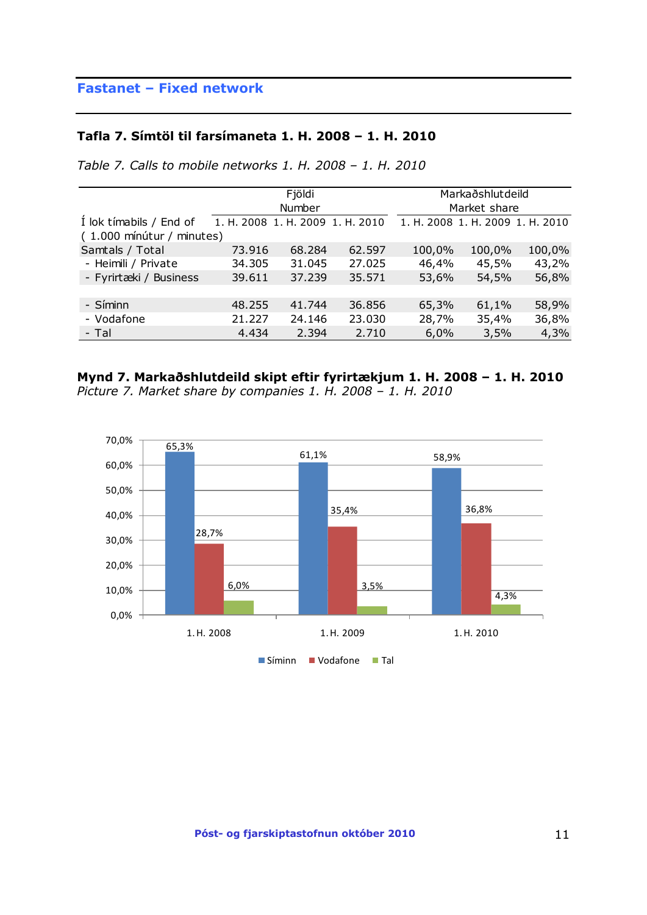## Fastanet – Fixed network

### Tafla 7. Símtöl til farsímaneta 1. H. 2008 – 1. H. 2010

*Table 7. Calls to mobile networks 1. H. 2008 – 1. H. 2010*

| Í lok tímabils / End of ( 1.000 mínútur / minutes) | Fjöldi Number | | | Markaðshlutdeild Market share | | |
|---|---|---|---|---|---|---|
| | 1. H. 2008 | 1. H. 2009 | 1. H. 2010 | 1. H. 2008 | 1. H. 2009 | 1. H. 2010 |
| Samtals / Total | 73.916 | 68.284 | 62.597 | 100,0% | 100,0% | 100,0% |
| - Heimili / Private | 34.305 | 31.045 | 27.025 | 46,4% | 45,5% | 43,2% |
| - Fyrirtæki / Business | 39.611 | 37.239 | 35.571 | 53,6% | 54,5% | 56,8% |
| | | | | | | |
| - Síminn | 48.255 | 41.744 | 36.856 | 65,3% | 61,1% | 58,9% |
| - Vodafone | 21.227 | 24.146 | 23.030 | 28,7% | 35,4% | 36,8% |
| - Tal | 4.434 | 2.394 | 2.710 | 6,0% | 3,5% | 4,3% |

**Mynd 7. Markaðshlutdeild skipt eftir fyrirtækjum 1. H. 2008 – 1. H. 2010**
*Picture 7. Market share by companies 1. H. 2008 – 1. H. 2010*

| | Síminn | Vodafone | Tal |
|---|---|---|---|
| 1. H. 2008 | 65,3% | 28,7% | 6,0% |
| 1. H. 2009 | 61,1% | 35,4% | 3,5% |
| 1. H. 2010 | 58,9% | 36,8% | 4,3% |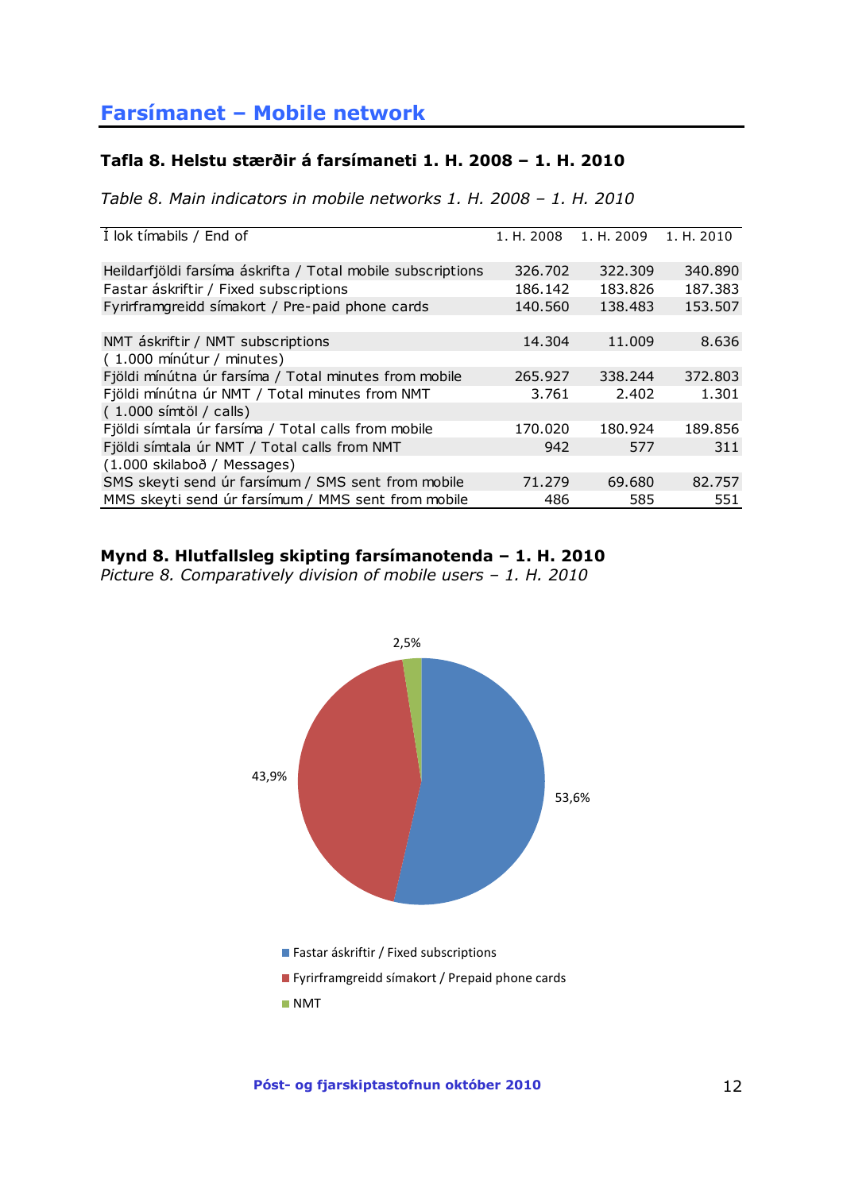## Farsímanet – Mobile network

### Tafla 8. Helstu stærðir á farsímaneti 1. H. 2008 – 1. H. 2010

*Table 8. Main indicators in mobile networks 1. H. 2008 – 1. H. 2010*

| Í lok tímabils / End of | 1. H. 2008 | 1. H. 2009 | 1. H. 2010 |
|---|---|---|---|
| Heildarfjöldi farsíma áskrifta / Total mobile subscriptions | 326.702 | 322.309 | 340.890 |
| Fastar áskriftir / Fixed subscriptions | 186.142 | 183.826 | 187.383 |
| Fyrirframgreidd símakort / Pre-paid phone cards | 140.560 | 138.483 | 153.507 |
| NMT áskriftir / NMT subscriptions | 14.304 | 11.009 | 8.636 |
| ( 1.000 mínútur / minutes) | | | |
| Fjöldi mínútna úr farsíma / Total minutes from mobile | 265.927 | 338.244 | 372.803 |
| Fjöldi mínútna úr NMT / Total minutes from NMT | 3.761 | 2.402 | 1.301 |
| ( 1.000 símtöl / calls) | | | |
| Fjöldi símtala úr farsíma / Total calls from mobile | 170.020 | 180.924 | 189.856 |
| Fjöldi símtala úr NMT / Total calls from NMT | 942 | 577 | 311 |
| (1.000 skilaboð / Messages) | | | |
| SMS skeyti send úr farsímum / SMS sent from mobile | 71.279 | 69.680 | 82.757 |
| MMS skeyti send úr farsímum / MMS sent from mobile | 486 | 585 | 551 |

**Mynd 8. Hlutfallsleg skipting farsímanotenda – 1. H. 2010**

*Picture 8. Comparatively division of mobile users – 1. H. 2010*

2,5%

43,9%

53,6%

- Fastar áskriftir / Fixed subscriptions
- Fyrirframgreidd símakort / Prepaid phone cards
- NMT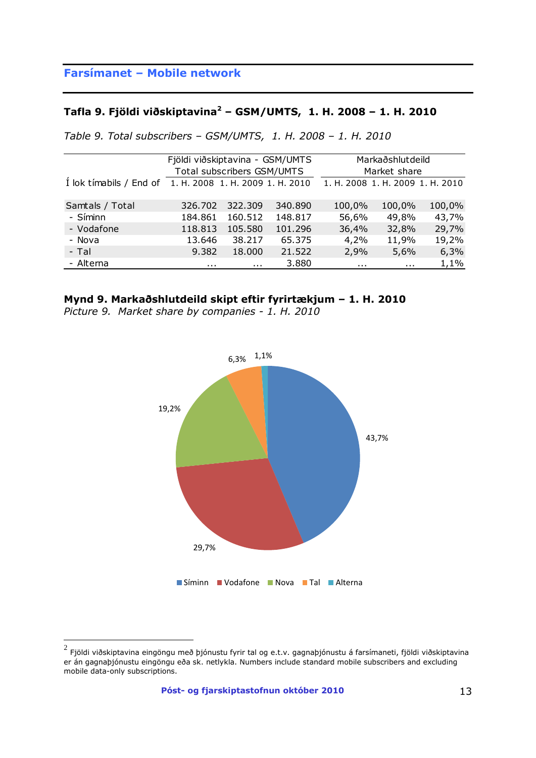## Farsímanet – Mobile network

### Tafla 9. Fjöldi viðskiptavina[2] – GSM/UMTS, 1. H. 2008 – 1. H. 2010

*Table 9. Total subscribers – GSM/UMTS, 1. H. 2008 – 1. H. 2010*

| | Fjöldi viðskiptavina - GSM/UMTS Total subscribers GSM/UMTS | | | Markaðshlutdeild Market share | | |
|---|---|---|---|---|---|---|
| Í lok tímabils / End of | 1. H. 2008 | 1. H. 2009 | 1. H. 2010 | 1. H. 2008 | 1. H. 2009 | 1. H. 2010 |
| Samtals / Total | 326.702 | 322.309 | 340.890 | 100,0% | 100,0% | 100,0% |
| - Síminn | 184.861 | 160.512 | 148.817 | 56,6% | 49,8% | 43,7% |
| - Vodafone | 118.813 | 105.580 | 101.296 | 36,4% | 32,8% | 29,7% |
| - Nova | 13.646 | 38.217 | 65.375 | 4,2% | 11,9% | 19,2% |
| - Tal | 9.382 | 18.000 | 21.522 | 2,9% | 5,6% | 6,3% |
| - Alterna | ... | ... | 3.880 | ... | ... | 1,1% |

**Mynd 9. Markaðshlutdeild skipt eftir fyrirtækjum – 1. H. 2010**
*Picture 9. Market share by companies - 1. H. 2010*

| Fyrirtæki | Markaðshlutdeild |
|---|---|
| Síminn | 43,7% |
| Vodafone | 29,7% |
| Nova | 19,2% |
| Tal | 6,3% |
| Alterna | 1,1% |

---

[2] Fjöldi viðskiptavina eingöngu með þjónustu fyrir tal og e.t.v. gagnaþjónustu á farsímaneti, fjöldi viðskiptavina er án gagnaþjónustu eingöngu eða sk. netlykla. Numbers include standard mobile subscribers and excluding mobile data-only subscriptions.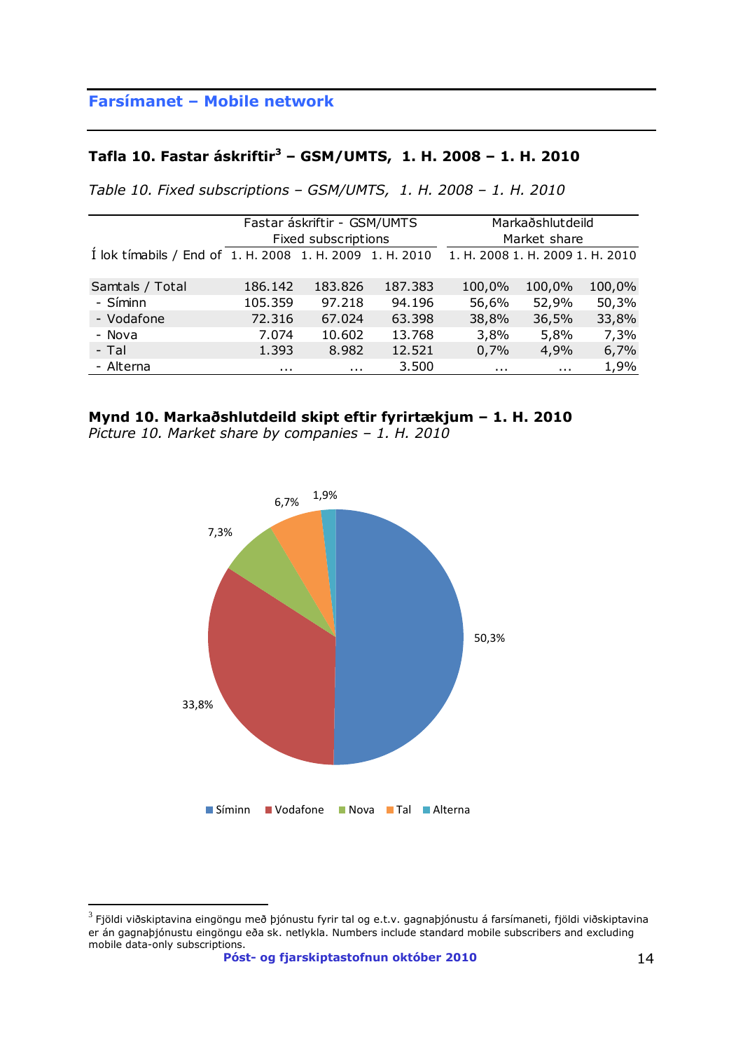## Farsímanet – Mobile network

### Tafla 10. Fastar áskriftir[3] – GSM/UMTS, 1. H. 2008 – 1. H. 2010

*Table 10. Fixed subscriptions – GSM/UMTS, 1. H. 2008 – 1. H. 2010*

| | Fastar áskriftir - GSM/UMTS Fixed subscriptions | | | Markaðshlutdeild Market share | | |
|---|---|---|---|---|---|---|
| Í lok tímabils / End of | 1. H. 2008 | 1. H. 2009 | 1. H. 2010 | 1. H. 2008 | 1. H. 2009 | 1. H. 2010 |
| Samtals / Total | 186.142 | 183.826 | 187.383 | 100,0% | 100,0% | 100,0% |
| - Síminn | 105.359 | 97.218 | 94.196 | 56,6% | 52,9% | 50,3% |
| - Vodafone | 72.316 | 67.024 | 63.398 | 38,8% | 36,5% | 33,8% |
| - Nova | 7.074 | 10.602 | 13.768 | 3,8% | 5,8% | 7,3% |
| - Tal | 1.393 | 8.982 | 12.521 | 0,7% | 4,9% | 6,7% |
| - Alterna | ... | ... | 3.500 | ... | ... | 1,9% |

### Mynd 10. Markaðshlutdeild skipt eftir fyrirtækjum – 1. H. 2010

*Picture 10. Market share by companies – 1. H. 2010*

| Fyrirtæki | Markaðshlutdeild |
|---|---|
| Síminn | 50,3% |
| Vodafone | 33,8% |
| Nova | 7,3% |
| Tal | 6,7% |
| Alterna | 1,9% |

[3] Fjöldi viðskiptavina eingöngu með þjónustu fyrir tal og e.t.v. gagnaþjónustu á farsímaneti, fjöldi viðskiptavina er án gagnaþjónustu eingöngu eða sk. netlykla. Numbers include standard mobile subscribers and excluding mobile data-only subscriptions.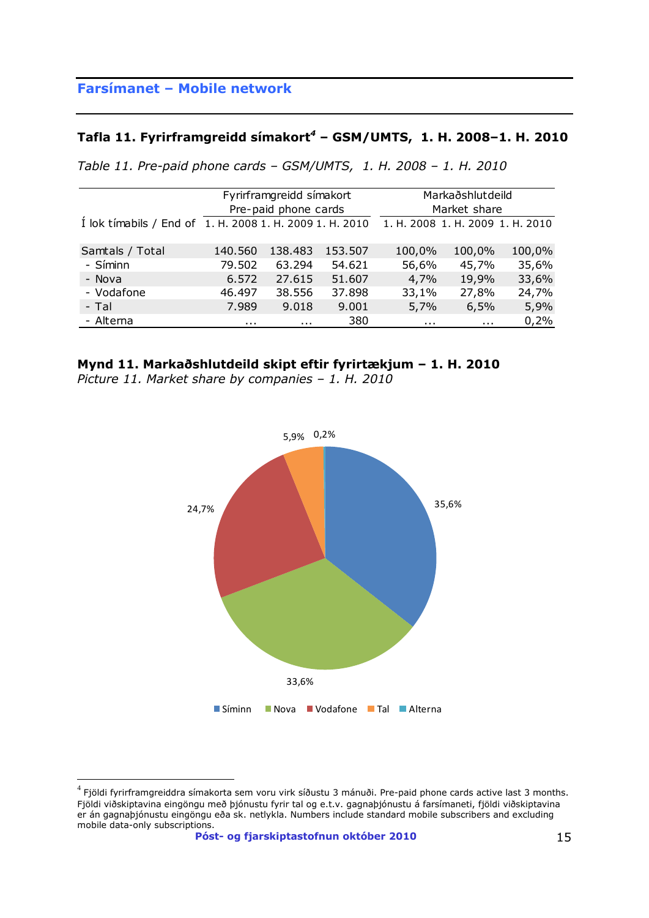## Farsímanet – Mobile network

### Tafla 11. Fyrirframgreidd símakort[4] – GSM/UMTS, 1. H. 2008–1. H. 2010

*Table 11. Pre-paid phone cards – GSM/UMTS, 1. H. 2008 – 1. H. 2010*

| | Fyrirframgreidd símakort Pre-paid phone cards | | | Markaðshlutdeild Market share | | |
|---|---|---|---|---|---|---|
| Í lok tímabils / End of | 1. H. 2008 | 1. H. 2009 | 1. H. 2010 | 1. H. 2008 | 1. H. 2009 | 1. H. 2010 |
| Samtals / Total | 140.560 | 138.483 | 153.507 | 100,0% | 100,0% | 100,0% |
| - Síminn | 79.502 | 63.294 | 54.621 | 56,6% | 45,7% | 35,6% |
| - Nova | 6.572 | 27.615 | 51.607 | 4,7% | 19,9% | 33,6% |
| - Vodafone | 46.497 | 38.556 | 37.898 | 33,1% | 27,8% | 24,7% |
| - Tal | 7.989 | 9.018 | 9.001 | 5,7% | 6,5% | 5,9% |
| - Alterna | ... | ... | 380 | ... | ... | 0,2% |

### Mynd 11. Markaðshlutdeild skipt eftir fyrirtækjum – 1. H. 2010

*Picture 11. Market share by companies – 1. H. 2010*

| Fyrirtæki | Markaðshlutdeild |
|---|---|
| Síminn | 35,6% |
| Nova | 33,6% |
| Vodafone | 24,7% |
| Tal | 5,9% |
| Alterna | 0,2% |

[4] Fjöldi fyrirframgreiddra símakorta sem voru virk síðustu 3 mánuði. Pre-paid phone cards active last 3 months. Fjöldi viðskiptavina eingöngu með þjónustu fyrir tal og e.t.v. gagnaþjónustu á farsímaneti, fjöldi viðskiptavina er án gagnaþjónustu eingöngu eða sk. netlykla. Numbers include standard mobile subscribers and excluding mobile data-only subscriptions.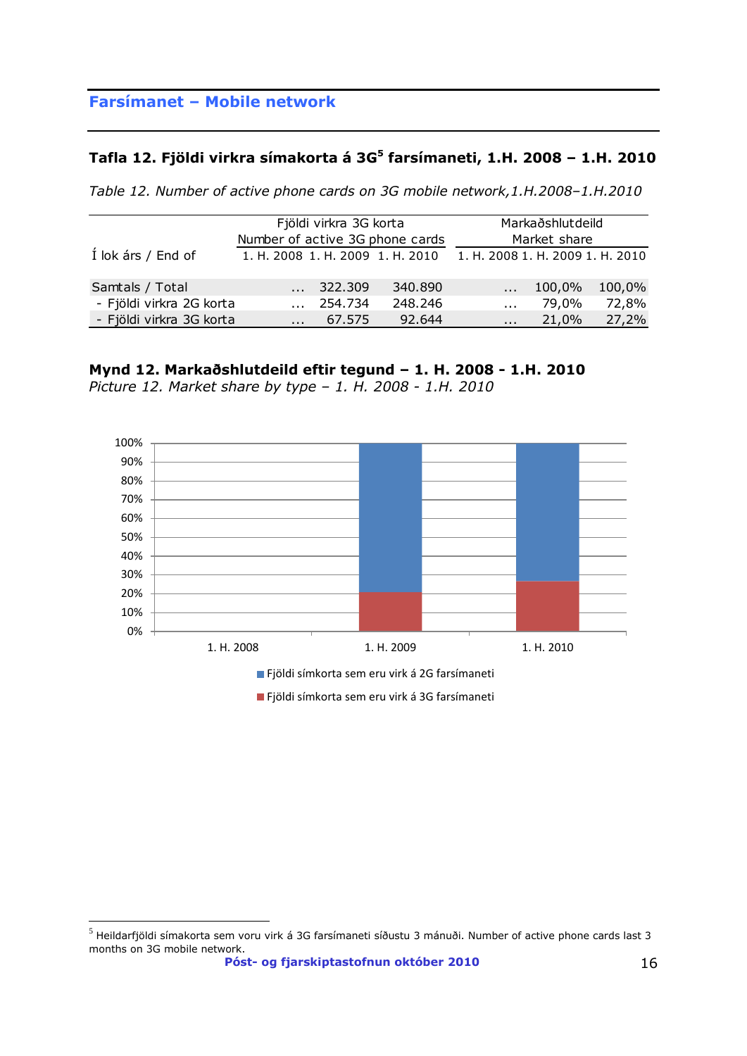## Farsímanet – Mobile network

### Tafla 12. Fjöldi virkra símakorta á 3G[5] farsímaneti, 1.H. 2008 – 1.H. 2010

*Table 12. Number of active phone cards on 3G mobile network,1.H.2008–1.H.2010*

| | Fjöldi virkra 3G korta Number of active 3G phone cards | | | Markaðshlutdeild Market share | | |
|---|---|---|---|---|---|---|
| Í lok árs / End of | 1. H. 2008 | 1. H. 2009 | 1. H. 2010 | 1. H. 2008 | 1. H. 2009 | 1. H. 2010 |
| Samtals / Total | ... | 322.309 | 340.890 | ... | 100,0% | 100,0% |
| - Fjöldi virkra 2G korta | ... | 254.734 | 248.246 | ... | 79,0% | 72,8% |
| - Fjöldi virkra 3G korta | ... | 67.575 | 92.644 | ... | 21,0% | 27,2% |

**Mynd 12. Markaðshlutdeild eftir tegund – 1. H. 2008 - 1.H. 2010**
*Picture 12. Market share by type – 1. H. 2008 - 1.H. 2010*

[5] Heildarfjöldi símakorta sem voru virk á 3G farsímaneti síðustu 3 mánuði. Number of active phone cards last 3 months on 3G mobile network.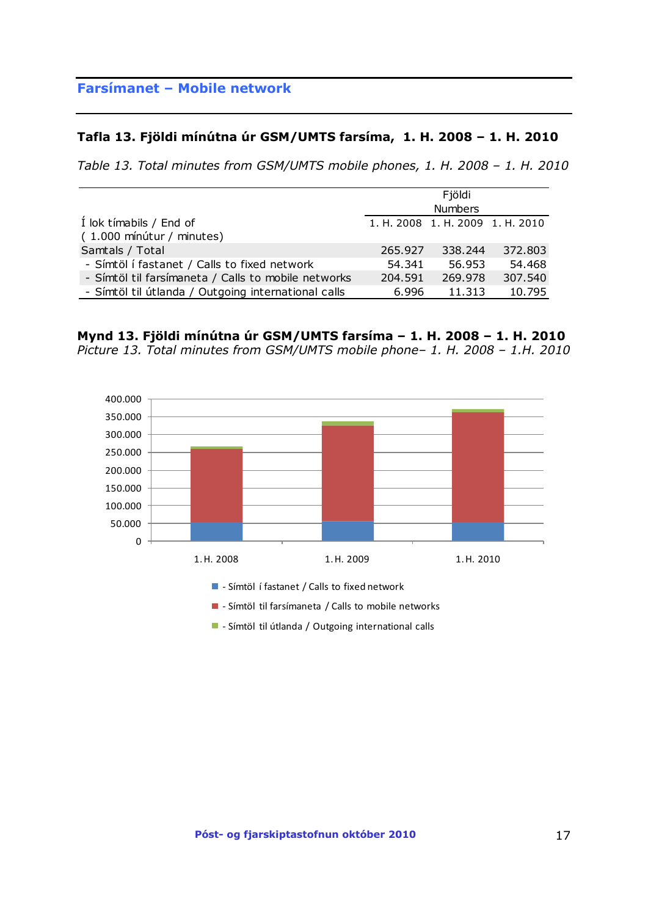## Farsímanet – Mobile network

### Tafla 13. Fjöldi mínútna úr GSM/UMTS farsíma, 1. H. 2008 – 1. H. 2010

*Table 13. Total minutes from GSM/UMTS mobile phones, 1. H. 2008 – 1. H. 2010*

| Í lok tímabils / End of ( 1.000 mínútur / minutes) | Fjöldi Numbers 1. H. 2008 | 1. H. 2009 | 1. H. 2010 |
|---|---|---|---|
| Samtals / Total | 265.927 | 338.244 | 372.803 |
| - Símtöl í fastanet / Calls to fixed network | 54.341 | 56.953 | 54.468 |
| - Símtöl til farsímaneta / Calls to mobile networks | 204.591 | 269.978 | 307.540 |
| - Símtöl til útlanda / Outgoing international calls | 6.996 | 11.313 | 10.795 |

**Mynd 13. Fjöldi mínútna úr GSM/UMTS farsíma – 1. H. 2008 – 1. H. 2010**
*Picture 13. Total minutes from GSM/UMTS mobile phone– 1. H. 2008 – 1.H. 2010*

400.000
350.000
300.000
250.000
200.000
150.000
100.000
50.000
0

1. H. 2008 1. H. 2009 1. H. 2010

- Símtöl í fastanet / Calls to fixed network
- Símtöl til farsímaneta / Calls to mobile networks
- Símtöl til útlanda / Outgoing international calls

**Póst- og fjarskiptastofnun október 2010**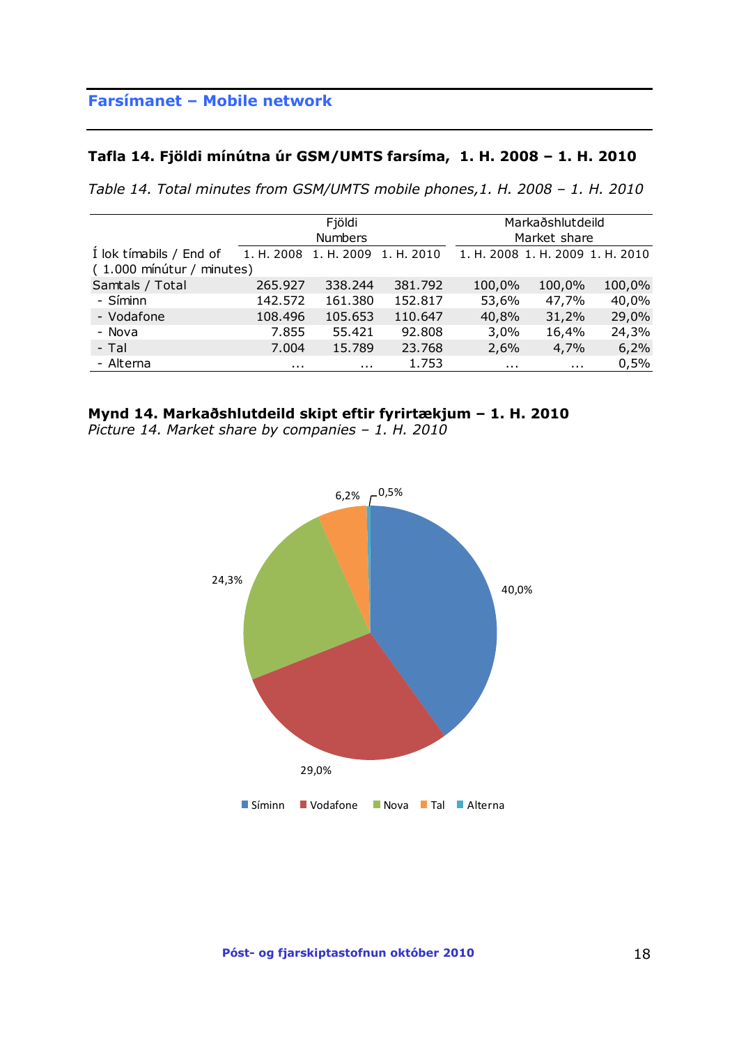## Farsímanet – Mobile network

### Tafla 14. Fjöldi mínútna úr GSM/UMTS farsíma, 1. H. 2008 – 1. H. 2010

*Table 14. Total minutes from GSM/UMTS mobile phones,1. H. 2008 – 1. H. 2010*

| | Fjöldi Numbers | | | Markaðshlutdeild Market share | | |
|---|---|---|---|---|---|---|
| Í lok tímabils / End of ( 1.000 mínútur / minutes) | 1. H. 2008 | 1. H. 2009 | 1. H. 2010 | 1. H. 2008 | 1. H. 2009 | 1. H. 2010 |
| Samtals / Total | 265.927 | 338.244 | 381.792 | 100,0% | 100,0% | 100,0% |
| - Síminn | 142.572 | 161.380 | 152.817 | 53,6% | 47,7% | 40,0% |
| - Vodafone | 108.496 | 105.653 | 110.647 | 40,8% | 31,2% | 29,0% |
| - Nova | 7.855 | 55.421 | 92.808 | 3,0% | 16,4% | 24,3% |
| - Tal | 7.004 | 15.789 | 23.768 | 2,6% | 4,7% | 6,2% |
| - Alterna | ... | ... | 1.753 | ... | ... | 0,5% |

**Mynd 14. Markaðshlutdeild skipt eftir fyrirtækjum – 1. H. 2010**
*Picture 14. Market share by companies – 1. H. 2010*

| Fyrirtæki | Markaðshlutdeild |
|---|---|
| Síminn | 40,0% |
| Vodafone | 29,0% |
| Nova | 24,3% |
| Tal | 6,2% |
| Alterna | 0,5% |

Póst- og fjarskiptastofnun október 2010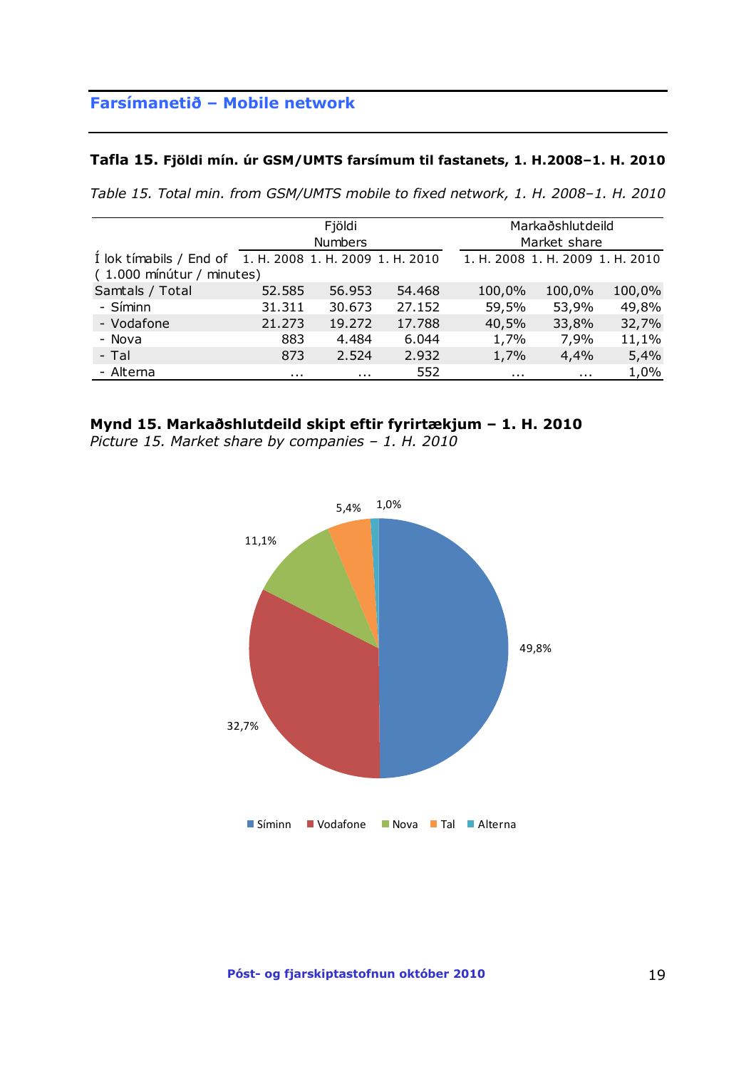## Farsímanetið – Mobile network

### Tafla 15. Fjöldi mín. úr GSM/UMTS farsímum til fastanets, 1. H.2008–1. H. 2010

*Table 15. Total min. from GSM/UMTS mobile to fixed network, 1. H. 2008–1. H. 2010*

| | Fjöldi Numbers | | | Markaðshlutdeild Market share | | |
|---|---|---|---|---|---|---|
| Í lok tímabils / End of ( 1.000 mínútur / minutes) | 1. H. 2008 | 1. H. 2009 | 1. H. 2010 | 1. H. 2008 | 1. H. 2009 | 1. H. 2010 |
| Samtals / Total | 52.585 | 56.953 | 54.468 | 100,0% | 100,0% | 100,0% |
| - Síminn | 31.311 | 30.673 | 27.152 | 59,5% | 53,9% | 49,8% |
| - Vodafone | 21.273 | 19.272 | 17.788 | 40,5% | 33,8% | 32,7% |
| - Nova | 883 | 4.484 | 6.044 | 1,7% | 7,9% | 11,1% |
| - Tal | 873 | 2.524 | 2.932 | 1,7% | 4,4% | 5,4% |
| - Alterna | ... | ... | 552 | ... | ... | 1,0% |

### Mynd 15. Markaðshlutdeild skipt eftir fyrirtækjum – 1. H. 2010

*Picture 15. Market share by companies – 1. H. 2010*

| | Markaðshlutdeild |
|---|---|
| Síminn | 49,8% |
| Vodafone | 32,7% |
| Nova | 11,1% |
| Tal | 5,4% |
| Alterna | 1,0% |

Póst- og fjarskiptastofnun október 2010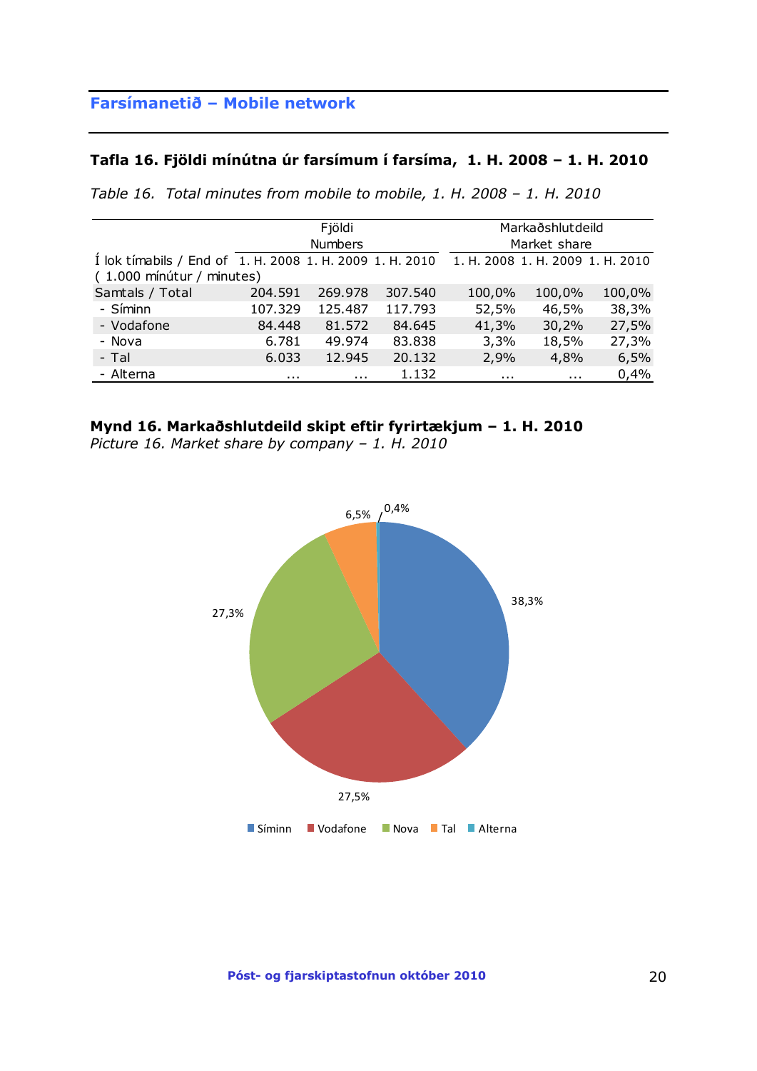## Farsímanetið – Mobile network

### Tafla 16. Fjöldi mínútna úr farsímum í farsíma, 1. H. 2008 – 1. H. 2010

*Table 16. Total minutes from mobile to mobile, 1. H. 2008 – 1. H. 2010*

| | Fjöldi Numbers | | | Markaðshlutdeild Market share | | |
|---|---|---|---|---|---|---|
| Í lok tímabils / End of ( 1.000 mínútur / minutes) | 1. H. 2008 | 1. H. 2009 | 1. H. 2010 | 1. H. 2008 | 1. H. 2009 | 1. H. 2010 |
| Samtals / Total | 204.591 | 269.978 | 307.540 | 100,0% | 100,0% | 100,0% |
| - Síminn | 107.329 | 125.487 | 117.793 | 52,5% | 46,5% | 38,3% |
| - Vodafone | 84.448 | 81.572 | 84.645 | 41,3% | 30,2% | 27,5% |
| - Nova | 6.781 | 49.974 | 83.838 | 3,3% | 18,5% | 27,3% |
| - Tal | 6.033 | 12.945 | 20.132 | 2,9% | 4,8% | 6,5% |
| - Alterna | ... | ... | 1.132 | ... | ... | 0,4% |

### Mynd 16. Markaðshlutdeild skipt eftir fyrirtækjum – 1. H. 2010

*Picture 16. Market share by company – 1. H. 2010*

| Fyrirtæki | Markaðshlutdeild |
|---|---|
| Síminn | 38,3% |
| Vodafone | 27,5% |
| Nova | 27,3% |
| Tal | 6,5% |
| Alterna | 0,4% |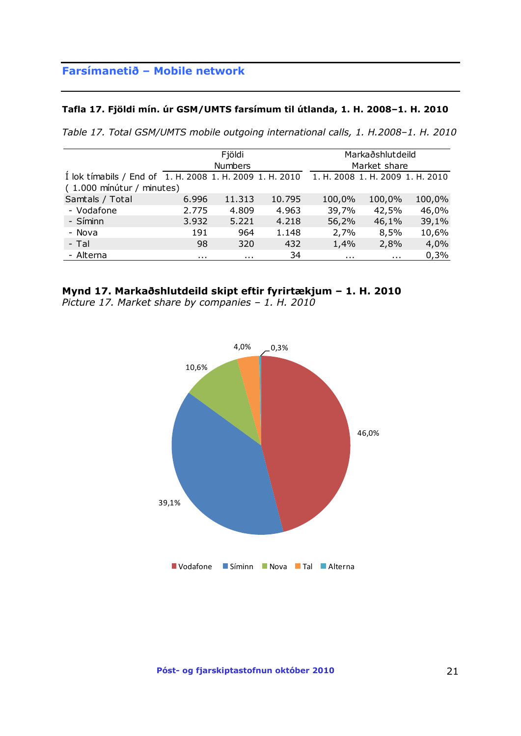## Farsímanetið – Mobile network

**Tafla 17. Fjöldi mín. úr GSM/UMTS farsímum til útlanda, 1. H. 2008–1. H. 2010**

*Table 17. Total GSM/UMTS mobile outgoing international calls, 1. H.2008–1. H. 2010*

| | Fjöldi Numbers | | | Markaðshlutdeild Market share | | |
|---|---|---|---|---|---|---|
| Í lok tímabils / End of ( 1.000 mínútur / minutes) | 1. H. 2008 | 1. H. 2009 | 1. H. 2010 | 1. H. 2008 | 1. H. 2009 | 1. H. 2010 |
| Samtals / Total | 6.996 | 11.313 | 10.795 | 100,0% | 100,0% | 100,0% |
| - Vodafone | 2.775 | 4.809 | 4.963 | 39,7% | 42,5% | 46,0% |
| - Síminn | 3.932 | 5.221 | 4.218 | 56,2% | 46,1% | 39,1% |
| - Nova | 191 | 964 | 1.148 | 2,7% | 8,5% | 10,6% |
| - Tal | 98 | 320 | 432 | 1,4% | 2,8% | 4,0% |
| - Alterna | ... | ... | 34 | ... | ... | 0,3% |

**Mynd 17. Markaðshlutdeild skipt eftir fyrirtækjum – 1. H. 2010**
*Picture 17. Market share by companies – 1. H. 2010*

| Fyrirtæki | Markaðshlutdeild |
|---|---|
| Vodafone | 46,0% |
| Síminn | 39,1% |
| Nova | 10,6% |
| Tal | 4,0% |
| Alterna | 0,3% |

**Póst- og fjarskiptastofnun október 2010**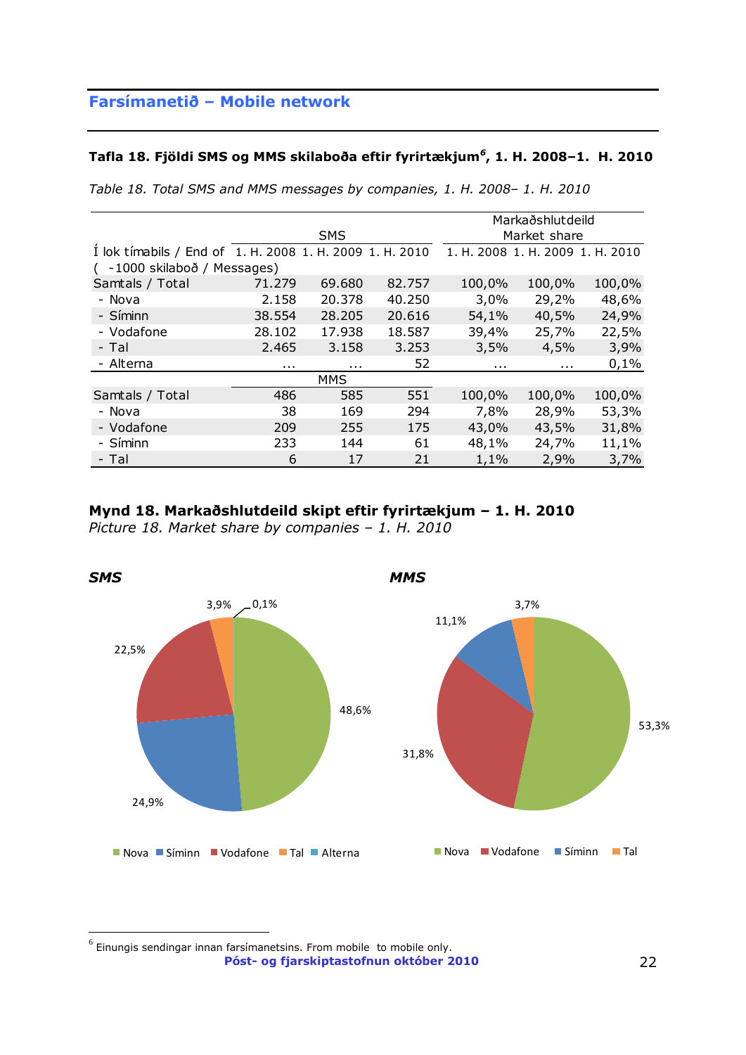## Farsímanetið – Mobile network

**Tafla 18. Fjöldi SMS og MMS skilaboða eftir fyrirtækjum[6], 1. H. 2008–1. H. 2010**

*Table 18. Total SMS and MMS messages by companies, 1. H. 2008– 1. H. 2010*

| Í lok tímabils / End of ( -1000 skilaboð / Messages) | SMS | | | Markaðshlutdeild Market share | | |
|---|---|---|---|---|---|---|
| | 1. H. 2008 | 1. H. 2009 | 1. H. 2010 | 1. H. 2008 | 1. H. 2009 | 1. H. 2010 |
| Samtals / Total | 71.279 | 69.680 | 82.757 | 100,0% | 100,0% | 100,0% |
| - Nova | 2.158 | 20.378 | 40.250 | 3,0% | 29,2% | 48,6% |
| - Síminn | 38.554 | 28.205 | 20.616 | 54,1% | 40,5% | 24,9% |
| - Vodafone | 28.102 | 17.938 | 18.587 | 39,4% | 25,7% | 22,5% |
| - Tal | 2.465 | 3.158 | 3.253 | 3,5% | 4,5% | 3,9% |
| - Alterna | ... | ... | 52 | ... | ... | 0,1% |
| | MMS | | | | | |
| Samtals / Total | 486 | 585 | 551 | 100,0% | 100,0% | 100,0% |
| - Nova | 38 | 169 | 294 | 7,8% | 28,9% | 53,3% |
| - Vodafone | 209 | 255 | 175 | 43,0% | 43,5% | 31,8% |
| - Síminn | 233 | 144 | 61 | 48,1% | 24,7% | 11,1% |
| - Tal | 6 | 17 | 21 | 1,1% | 2,9% | 3,7% |

**Mynd 18. Markaðshlutdeild skipt eftir fyrirtækjum – 1. H. 2010**
*Picture 18. Market share by companies – 1. H. 2010*

**SMS**

Nova 48,6%, Síminn 24,9%, Vodafone 22,5%, Tal 3,9%, Alterna 0,1%

**MMS**

Nova 53,3%, Vodafone 31,8%, Síminn 11,1%, Tal 3,7%

[6] Einungis sendingar innan farsímanetsins. From mobile to mobile only.

Póst- og fjarskiptastofnun október 2010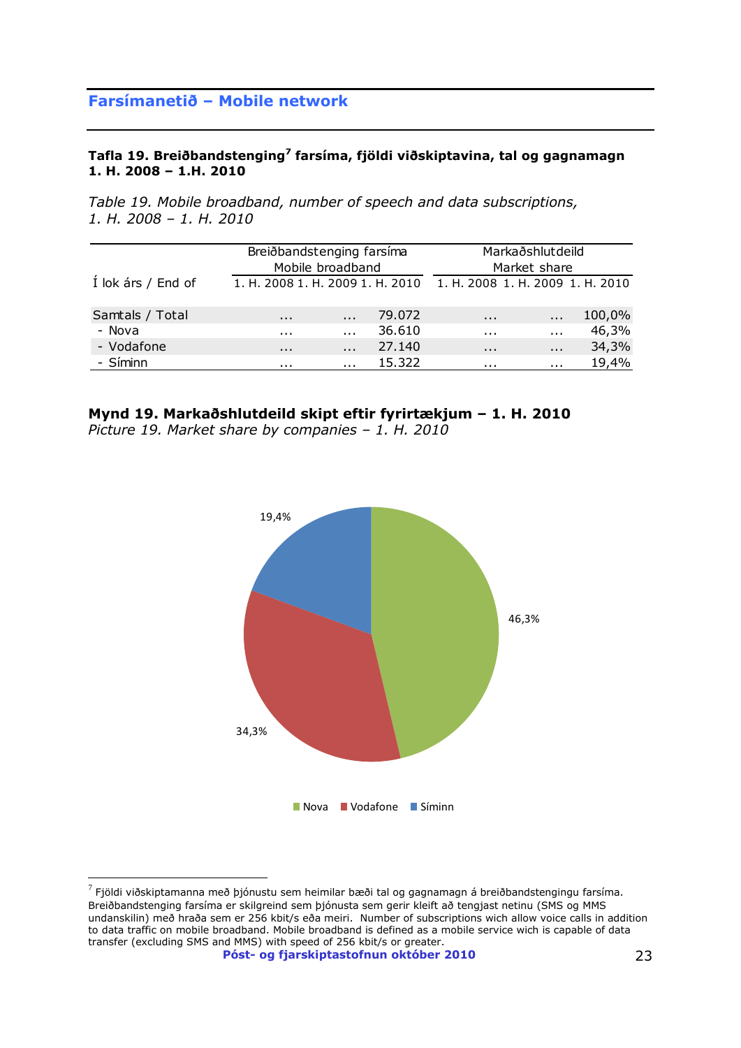## Farsímanetið – Mobile network

**Tafla 19. Breiðbandstenging[7] farsíma, fjöldi viðskiptavina, tal og gagnamagn 1. H. 2008 – 1.H. 2010**

*Table 19. Mobile broadband, number of speech and data subscriptions, 1. H. 2008 – 1. H. 2010*

| Í lok árs / End of | Breiðbandstenging farsíma Mobile broadband | | | Markaðshlutdeild Market share | | |
|---|---|---|---|---|---|---|
| | 1. H. 2008 | 1. H. 2009 | 1. H. 2010 | 1. H. 2008 | 1. H. 2009 | 1. H. 2010 |
| Samtals / Total | ... | ... | 79.072 | ... | ... | 100,0% |
| - Nova | ... | ... | 36.610 | ... | ... | 46,3% |
| - Vodafone | ... | ... | 27.140 | ... | ... | 34,3% |
| - Síminn | ... | ... | 15.322 | ... | ... | 19,4% |

**Mynd 19. Markaðshlutdeild skipt eftir fyrirtækjum – 1. H. 2010**
*Picture 19. Market share by companies – 1. H. 2010*

19,4%
46,3%
34,3%

Nova Vodafone Síminn

[7] Fjöldi viðskiptamanna með þjónustu sem heimilar bæði tal og gagnamagn á breiðbandstengingu farsíma. Breiðbandstenging farsíma er skilgreind sem þjónusta sem gerir kleift að tengjast netinu (SMS og MMS undanskilin) með hraða sem er 256 kbit/s eða meiri. Number of subscriptions wich allow voice calls in addition to data traffic on mobile broadband. Mobile broadband is defined as a mobile service wich is capable of data transfer (excluding SMS and MMS) with speed of 256 kbit/s or greater.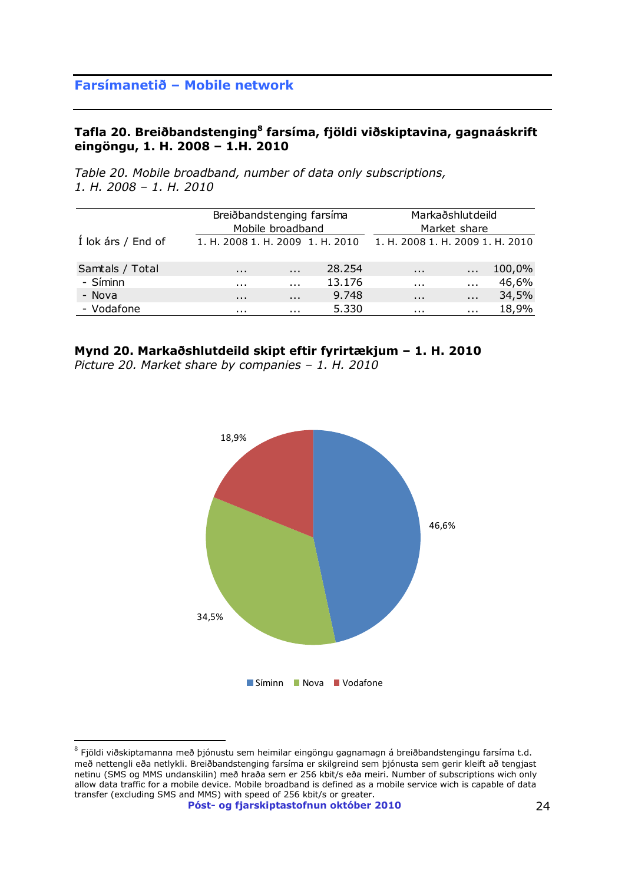## Farsímanetið – Mobile network

### Tafla 20. Breiðbandstenging[8] farsíma, fjöldi viðskiptavina, gagnaáskrift eingöngu, 1. H. 2008 – 1.H. 2010

*Table 20. Mobile broadband, number of data only subscriptions, 1. H. 2008 – 1. H. 2010*

| | Breiðbandstenging farsíma Mobile broadband | | | Markaðshlutdeild Market share | | |
|---|---|---|---|---|---|---|
| Í lok árs / End of | 1. H. 2008 | 1. H. 2009 | 1. H. 2010 | 1. H. 2008 | 1. H. 2009 | 1. H. 2010 |
| Samtals / Total | ... | ... | 28.254 | ... | ... | 100,0% |
| - Síminn | ... | ... | 13.176 | ... | ... | 46,6% |
| - Nova | ... | ... | 9.748 | ... | ... | 34,5% |
| - Vodafone | ... | ... | 5.330 | ... | ... | 18,9% |

### Mynd 20. Markaðshlutdeild skipt eftir fyrirtækjum – 1. H. 2010

*Picture 20. Market share by companies – 1. H. 2010*

18,9%

46,6%

34,5%

Síminn Nova Vodafone

[8] Fjöldi viðskiptamanna með þjónustu sem heimilar eingöngu gagnamagn á breiðbandstengingu farsíma t.d. með nettengli eða netlykli. Breiðbandstenging farsíma er skilgreind sem þjónusta sem gerir kleift að tengjast netinu (SMS og MMS undanskilin) með hraða sem er 256 kbit/s eða meiri. Number of subscriptions wich only allow data traffic for a mobile device. Mobile broadband is defined as a mobile service wich is capable of data transfer (excluding SMS and MMS) with speed of 256 kbit/s or greater.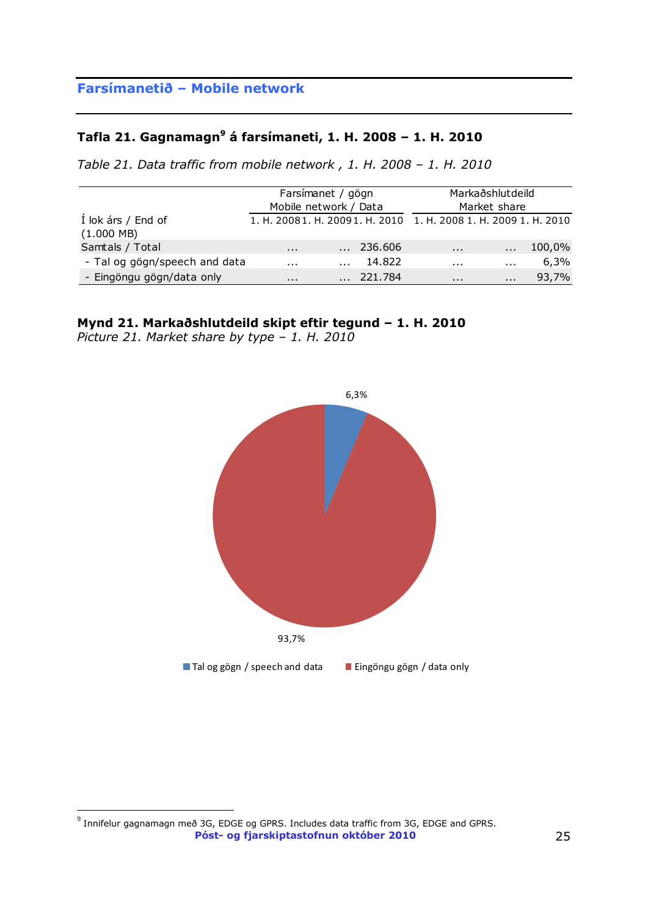## Farsímanetið – Mobile network

### Tafla 21. Gagnamagn[9] á farsímaneti, 1. H. 2008 – 1. H. 2010

*Table 21. Data traffic from mobile network , 1. H. 2008 – 1. H. 2010*

| | Farsímanet / gögn Mobile network / Data | | | Markaðshlutdeild Market share | | |
|---|---|---|---|---|---|---|
| Í lok árs / End of (1.000 MB) | 1. H. 2008 | 1. H. 2009 | 1. H. 2010 | 1. H. 2008 | 1. H. 2009 | 1. H. 2010 |
| Samtals / Total | ... | ... | 236.606 | ... | ... | 100,0% |
| - Tal og gögn/speech and data | ... | ... | 14.822 | ... | ... | 6,3% |
| - Eingöngu gögn/data only | ... | ... | 221.784 | ... | ... | 93,7% |

### Mynd 21. Markaðshlutdeild skipt eftir tegund – 1. H. 2010

*Picture 21. Market share by type – 1. H. 2010*

6,3%

93,7%

Tal og gögn / speech and data    Eingöngu gögn / data only

[9] Innifelur gagnamagn með 3G, EDGE og GPRS. Includes data traffic from 3G, EDGE and GPRS.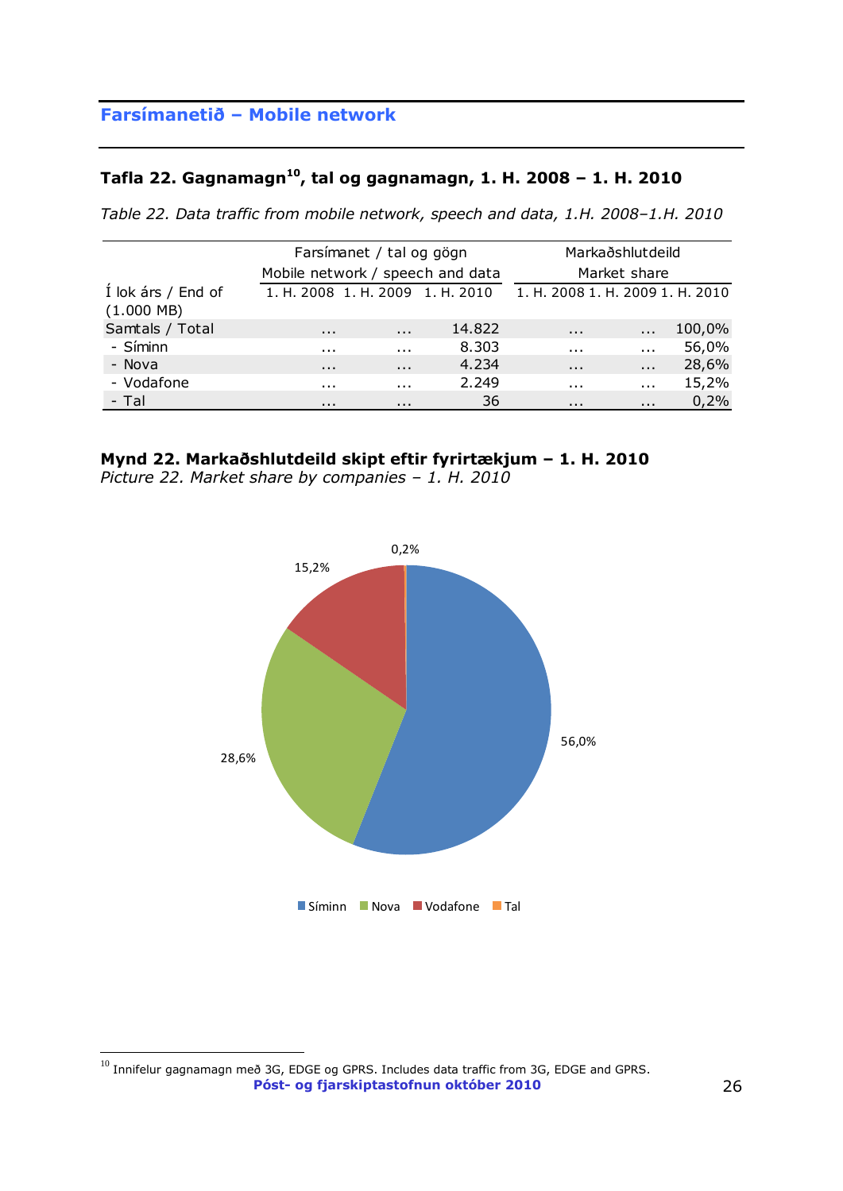## Farsímanetið – Mobile network

### Tafla 22. Gagnamagn[10], tal og gagnamagn, 1. H. 2008 – 1. H. 2010

*Table 22. Data traffic from mobile network, speech and data, 1.H. 2008–1.H. 2010*

| | Farsímanet / tal og gögn Mobile network / speech and data | | | Markaðshlutdeild Market share | | |
|---|---|---|---|---|---|---|
| Í lok árs / End of (1.000 MB) | 1. H. 2008 | 1. H. 2009 | 1. H. 2010 | 1. H. 2008 | 1. H. 2009 | 1. H. 2010 |
| Samtals / Total | ... | ... | 14.822 | ... | ... | 100,0% |
| - Síminn | ... | ... | 8.303 | ... | ... | 56,0% |
| - Nova | ... | ... | 4.234 | ... | ... | 28,6% |
| - Vodafone | ... | ... | 2.249 | ... | ... | 15,2% |
| - Tal | ... | ... | 36 | ... | ... | 0,2% |

**Mynd 22. Markaðshlutdeild skipt eftir fyrirtækjum – 1. H. 2010**
*Picture 22. Market share by companies – 1. H. 2010*

56,0%
28,6%
15,2%
0,2%

Síminn Nova Vodafone Tal

[10] Innifelur gagnamagn með 3G, EDGE og GPRS. Includes data traffic from 3G, EDGE and GPRS.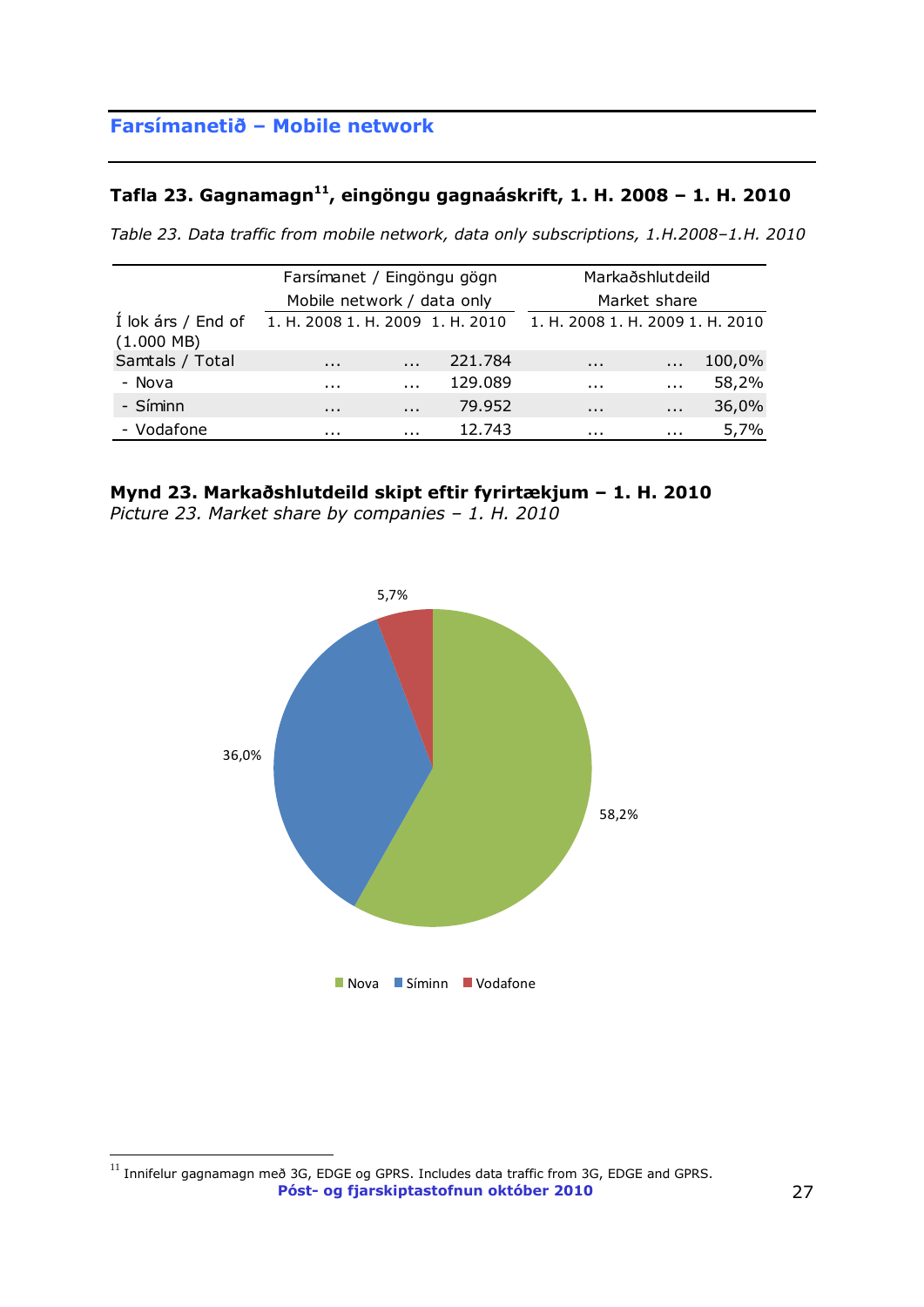## Farsímanetið – Mobile network

### Tafla 23. Gagnamagn[11], eingöngu gagnaáskrift, 1. H. 2008 – 1. H. 2010

*Table 23. Data traffic from mobile network, data only subscriptions, 1.H.2008–1.H. 2010*

| Í lok árs / End of (1.000 MB) | Farsímanet / Eingöngu gögn Mobile network / data only | | | Markaðshlutdeild Market share | | |
|---|---|---|---|---|---|---|
| | 1. H. 2008 | 1. H. 2009 | 1. H. 2010 | 1. H. 2008 | 1. H. 2009 | 1. H. 2010 |
| Samtals / Total | ... | ... | 221.784 | ... | ... | 100,0% |
| - Nova | ... | ... | 129.089 | ... | ... | 58,2% |
| - Síminn | ... | ... | 79.952 | ... | ... | 36,0% |
| - Vodafone | ... | ... | 12.743 | ... | ... | 5,7% |

### Mynd 23. Markaðshlutdeild skipt eftir fyrirtækjum – 1. H. 2010

*Picture 23. Market share by companies – 1. H. 2010*

5,7%

36,0%

58,2%

Nova Síminn Vodafone

---

[11] Innifelur gagnamagn með 3G, EDGE og GPRS. Includes data traffic from 3G, EDGE and GPRS.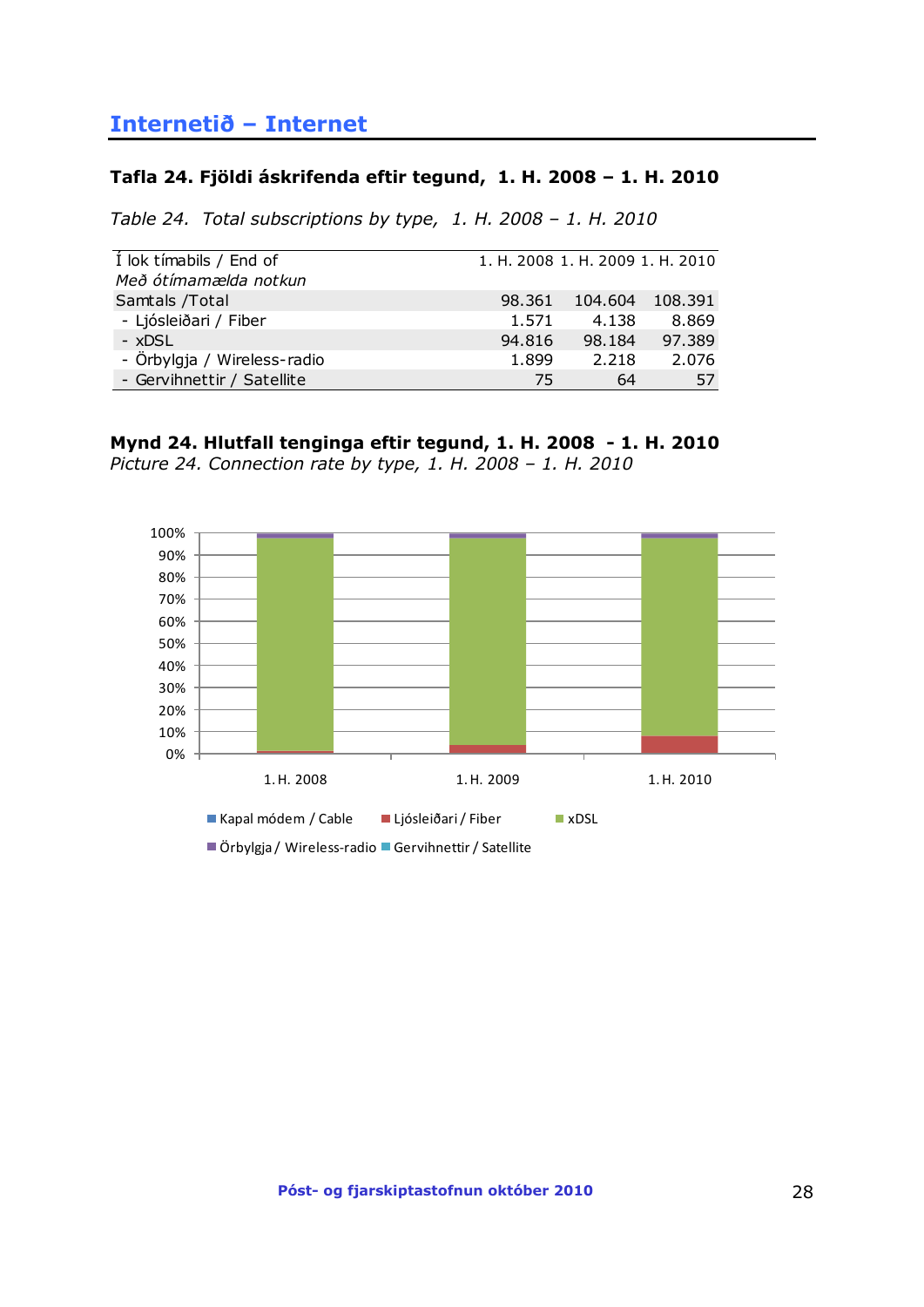## Internetið – Internet

**Tafla 24. Fjöldi áskrifenda eftir tegund, 1. H. 2008 – 1. H. 2010**

*Table 24. Total subscriptions by type, 1. H. 2008 – 1. H. 2010*

| Í lok tímabils / End of *Með ótímamælda notkun* | 1. H. 2008 | 1. H. 2009 | 1. H. 2010 |
|---|---|---|---|
| Samtals /Total | 98.361 | 104.604 | 108.391 |
| - Ljósleiðari / Fiber | 1.571 | 4.138 | 8.869 |
| - xDSL | 94.816 | 98.184 | 97.389 |
| - Örbylgja / Wireless-radio | 1.899 | 2.218 | 2.076 |
| - Gervihnettir / Satellite | 75 | 64 | 57 |

**Mynd 24. Hlutfall tenginga eftir tegund, 1. H. 2008 - 1. H. 2010**
*Picture 24. Connection rate by type, 1. H. 2008 – 1. H. 2010*

100%
90%
80%
70%
60%
50%
40%
30%
20%
10%
0%

1. H. 2008 1. H. 2009 1. H. 2010

Kapal módem / Cable  Ljósleiðari / Fiber  xDSL
Örbylgja / Wireless-radio  Gervihnettir / Satellite

Póst- og fjarskiptastofnun október 2010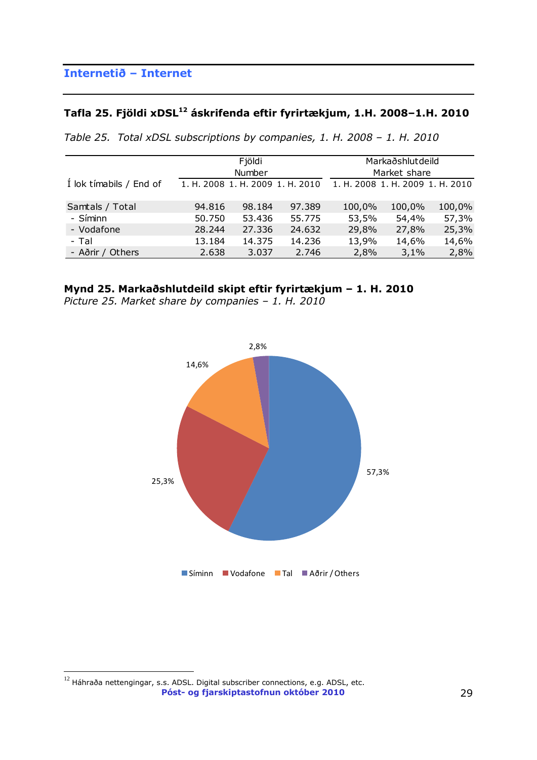## Internetið – Internet

### Tafla 25. Fjöldi xDSL[12] áskrifenda eftir fyrirtækjum, 1.H. 2008–1.H. 2010

*Table 25. Total xDSL subscriptions by companies, 1. H. 2008 – 1. H. 2010*

| | Fjöldi Number | | | Markaðshlutdeild Market share | | |
|---|---|---|---|---|---|---|
| Í lok tímabils / End of | 1. H. 2008 | 1. H. 2009 | 1. H. 2010 | 1. H. 2008 | 1. H. 2009 | 1. H. 2010 |
| Samtals / Total | 94.816 | 98.184 | 97.389 | 100,0% | 100,0% | 100,0% |
| - Síminn | 50.750 | 53.436 | 55.775 | 53,5% | 54,4% | 57,3% |
| - Vodafone | 28.244 | 27.336 | 24.632 | 29,8% | 27,8% | 25,3% |
| - Tal | 13.184 | 14.375 | 14.236 | 13,9% | 14,6% | 14,6% |
| - Aðrir / Others | 2.638 | 3.037 | 2.746 | 2,8% | 3,1% | 2,8% |

### Mynd 25. Markaðshlutdeild skipt eftir fyrirtækjum – 1. H. 2010

*Picture 25. Market share by companies – 1. H. 2010*

| | Markaðshlutdeild |
|---|---|
| Síminn | 57,3% |
| Vodafone | 25,3% |
| Tal | 14,6% |
| Aðrir / Others | 2,8% |

[12] Háhraða nettengingar, s.s. ADSL. Digital subscriber connections, e.g. ADSL, etc.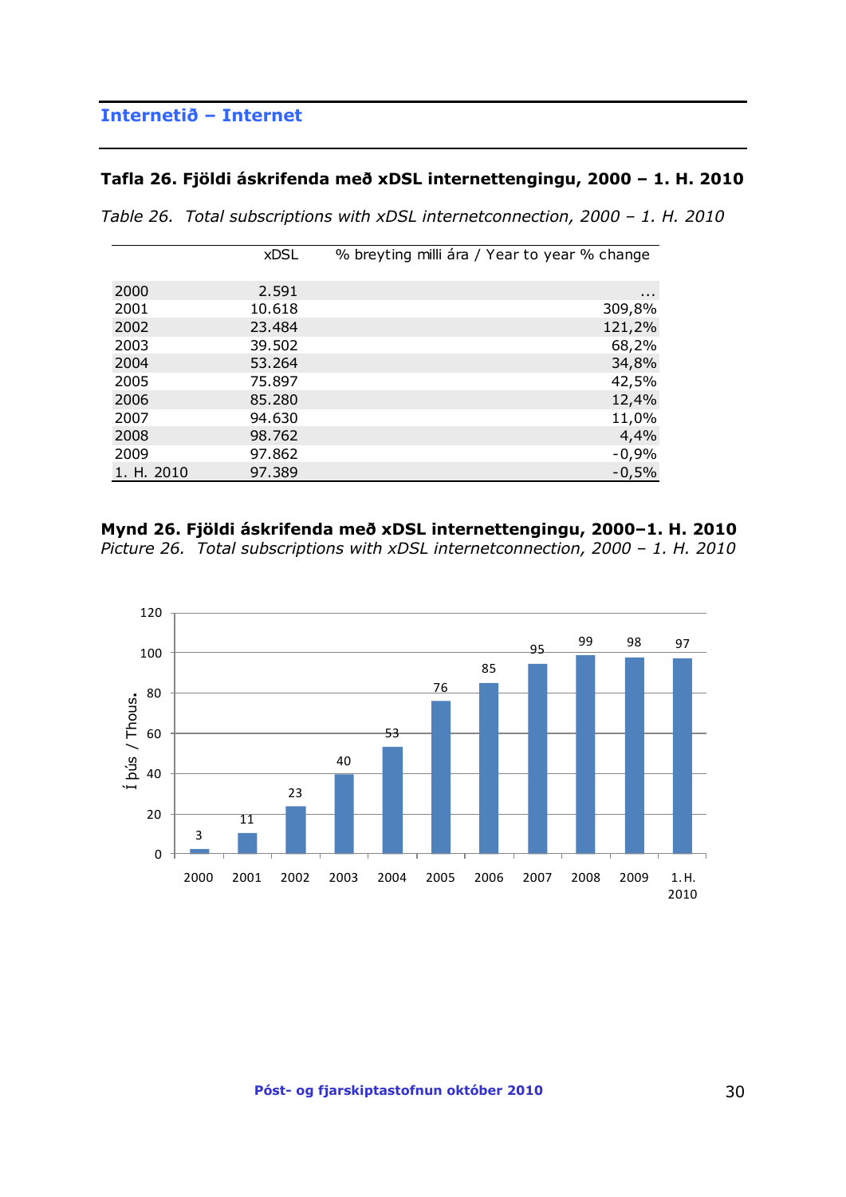## Internetið – Internet

### Tafla 26. Fjöldi áskrifenda með xDSL internettengingu, 2000 – 1. H. 2010

*Table 26. Total subscriptions with xDSL internetconnection, 2000 – 1. H. 2010*

| | xDSL | % breyting milli ára / Year to year % change |
|---|---|---|
| 2000 | 2.591 | ... |
| 2001 | 10.618 | 309,8% |
| 2002 | 23.484 | 121,2% |
| 2003 | 39.502 | 68,2% |
| 2004 | 53.264 | 34,8% |
| 2005 | 75.897 | 42,5% |
| 2006 | 85.280 | 12,4% |
| 2007 | 94.630 | 11,0% |
| 2008 | 98.762 | 4,4% |
| 2009 | 97.862 | -0,9% |
| 1. H. 2010 | 97.389 | -0,5% |

### Mynd 26. Fjöldi áskrifenda með xDSL internettengingu, 2000–1. H. 2010

*Picture 26. Total subscriptions with xDSL internetconnection, 2000 – 1. H. 2010*

Í þús / Thous.

| 2000 | 2001 | 2002 | 2003 | 2004 | 2005 | 2006 | 2007 | 2008 | 2009 | 1. H. 2010 |
|---|---|---|---|---|---|---|---|---|---|---|
| 3 | 11 | 23 | 40 | 53 | 76 | 85 | 95 | 99 | 98 | 97 |

Póst- og fjarskiptastofnun október 2010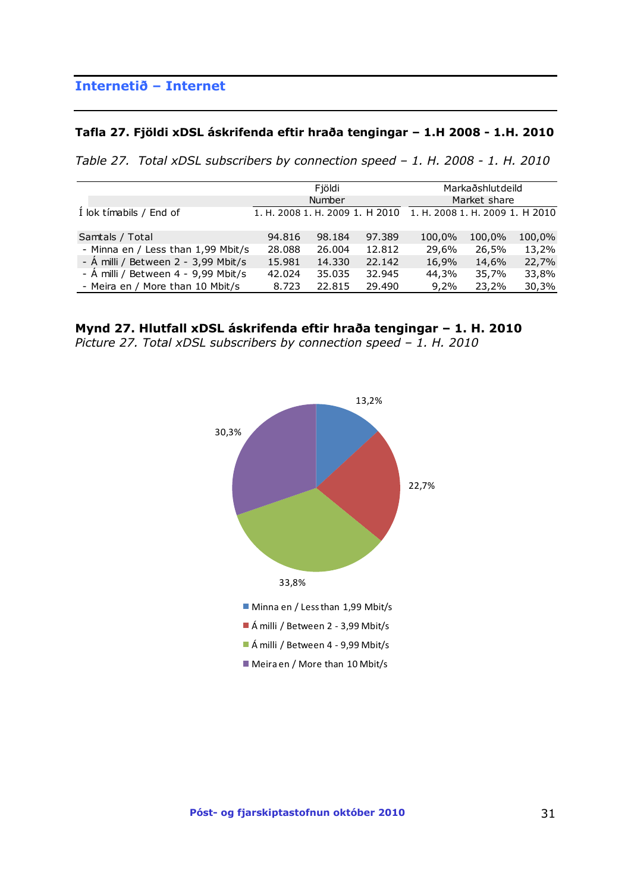## Internetið – Internet

### Tafla 27. Fjöldi xDSL áskrifenda eftir hraða tengingar – 1.H 2008 - 1.H. 2010

*Table 27. Total xDSL subscribers by connection speed – 1. H. 2008 - 1. H. 2010*

| | Fjöldi Number | | | Markaðshlutdeild Market share | | |
|---|---|---|---|---|---|---|
| Í lok tímabils / End of | 1. H. 2008 | 1. H. 2009 | 1. H 2010 | 1. H. 2008 | 1. H. 2009 | 1. H 2010 |
| Samtals / Total | 94.816 | 98.184 | 97.389 | 100,0% | 100,0% | 100,0% |
| - Minna en / Less than 1,99 Mbit/s | 28.088 | 26.004 | 12.812 | 29,6% | 26,5% | 13,2% |
| - Á milli / Between 2 - 3,99 Mbit/s | 15.981 | 14.330 | 22.142 | 16,9% | 14,6% | 22,7% |
| - Á milli / Between 4 - 9,99 Mbit/s | 42.024 | 35.035 | 32.945 | 44,3% | 35,7% | 33,8% |
| - Meira en / More than 10 Mbit/s | 8.723 | 22.815 | 29.490 | 9,2% | 23,2% | 30,3% |

### Mynd 27. Hlutfall xDSL áskrifenda eftir hraða tengingar – 1. H. 2010

*Picture 27. Total xDSL subscribers by connection speed – 1. H. 2010*

13,2%
22,7%
33,8%
30,3%

- Minna en / Less than 1,99 Mbit/s
- Á milli / Between 2 - 3,99 Mbit/s
- Á milli / Between 4 - 9,99 Mbit/s
- Meira en / More than 10 Mbit/s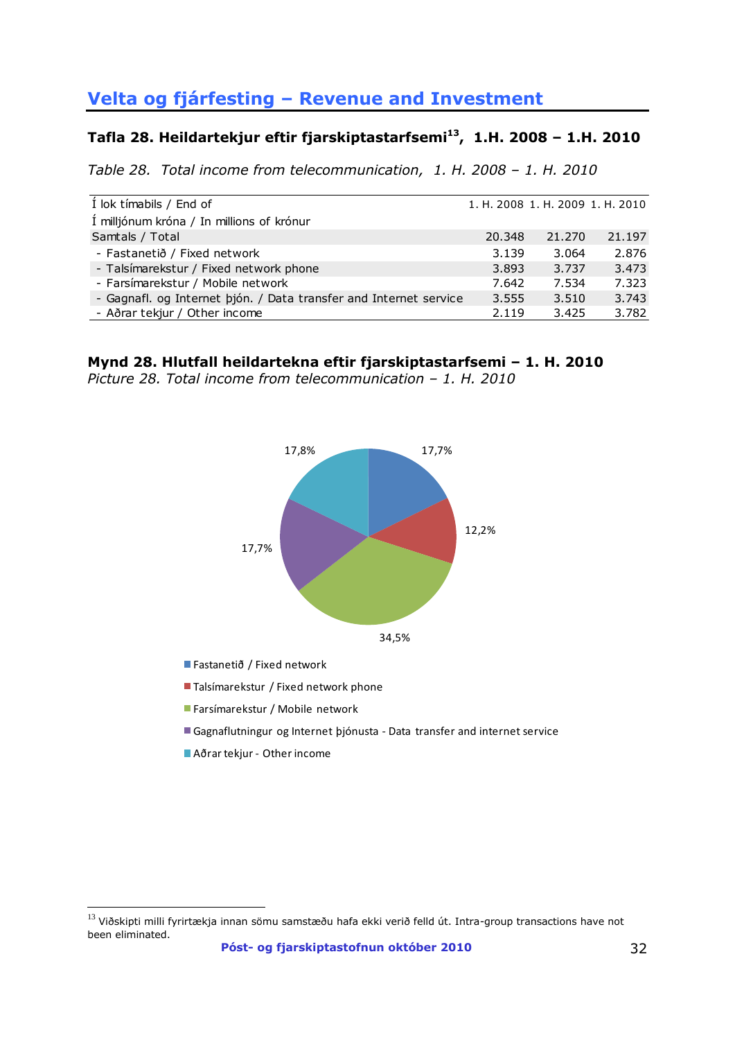## Velta og fjárfesting – Revenue and Investment

### Tafla 28. Heildartekjur eftir fjarskiptastarfsemi[13], 1.H. 2008 – 1.H. 2010

*Table 28. Total income from telecommunication, 1. H. 2008 – 1. H. 2010*

| Í lok tímabils / End of | 1. H. 2008 | 1. H. 2009 | 1. H. 2010 |
|---|---|---|---|
| Í milljónum króna / In millions of krónur | | | |
| Samtals / Total | 20.348 | 21.270 | 21.197 |
| - Fastanetið / Fixed network | 3.139 | 3.064 | 2.876 |
| - Talsímarekstur / Fixed network phone | 3.893 | 3.737 | 3.473 |
| - Farsímarekstur / Mobile network | 7.642 | 7.534 | 7.323 |
| - Gagnafl. og Internet þjón. / Data transfer and Internet service | 3.555 | 3.510 | 3.743 |
| - Aðrar tekjur / Other income | 2.119 | 3.425 | 3.782 |

### Mynd 28. Hlutfall heildartekna eftir fjarskiptastarfsemi – 1. H. 2010

*Picture 28. Total income from telecommunication – 1. H. 2010*

17,7%
12,2%
34,5%
17,7%
17,8%

- Fastanetið / Fixed network
- Talsímarekstur / Fixed network phone
- Farsímarekstur / Mobile network
- Gagnaflutningur og Internet þjónusta - Data transfer and internet service
- Aðrar tekjur - Other income

[13] Viðskipti milli fyrirtækja innan sömu samstæðu hafa ekki verið felld út. Intra-group transactions have not been eliminated.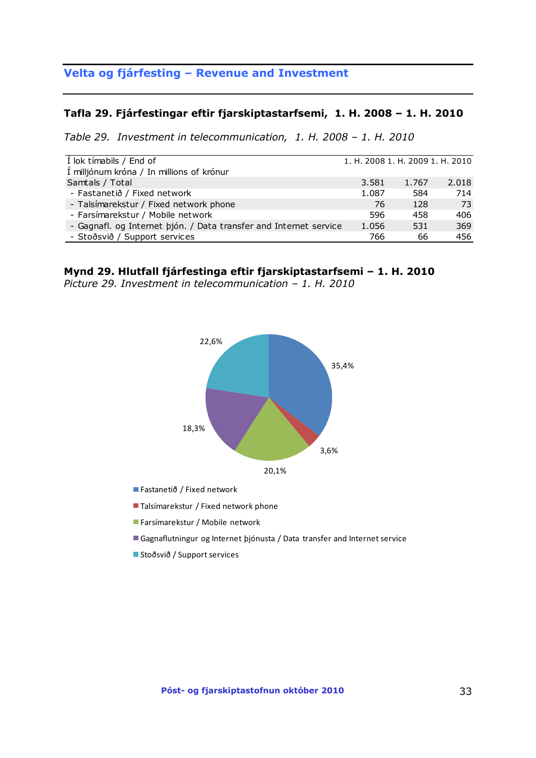## Velta og fjárfesting – Revenue and Investment

### Tafla 29. Fjárfestingar eftir fjarskiptastarfsemi, 1. H. 2008 – 1. H. 2010

*Table 29. Investment in telecommunication, 1. H. 2008 – 1. H. 2010*

| Í lok tímabils / End of<br>Í milljónum króna / In millions of krónur | 1. H. 2008 | 1. H. 2009 | 1. H. 2010 |
|---|---|---|---|
| Samtals / Total | 3.581 | 1.767 | 2.018 |
| - Fastanetið / Fixed network | 1.087 | 584 | 714 |
| - Talsímarekstur / Fixed network phone | 76 | 128 | 73 |
| - Farsímarekstur / Mobile network | 596 | 458 | 406 |
| - Gagnafl. og Internet þjón. / Data transfer and Internet service | 1.056 | 531 | 369 |
| - Stoðsvið / Support services | 766 | 66 | 456 |

### Mynd 29. Hlutfall fjárfestinga eftir fjarskiptastarfsemi – 1. H. 2010

*Picture 29. Investment in telecommunication – 1. H. 2010*

| Flokkur | Hlutfall |
|---|---|
| Fastanetið / Fixed network | 35,4% |
| Talsímarekstur / Fixed network phone | 3,6% |
| Farsímarekstur / Mobile network | 20,1% |
| Gagnaflutningur og Internet þjónusta / Data transfer and Internet service | 18,3% |
| Stoðsvið / Support services | 22,6% |

Póst- og fjarskiptastofnun október 2010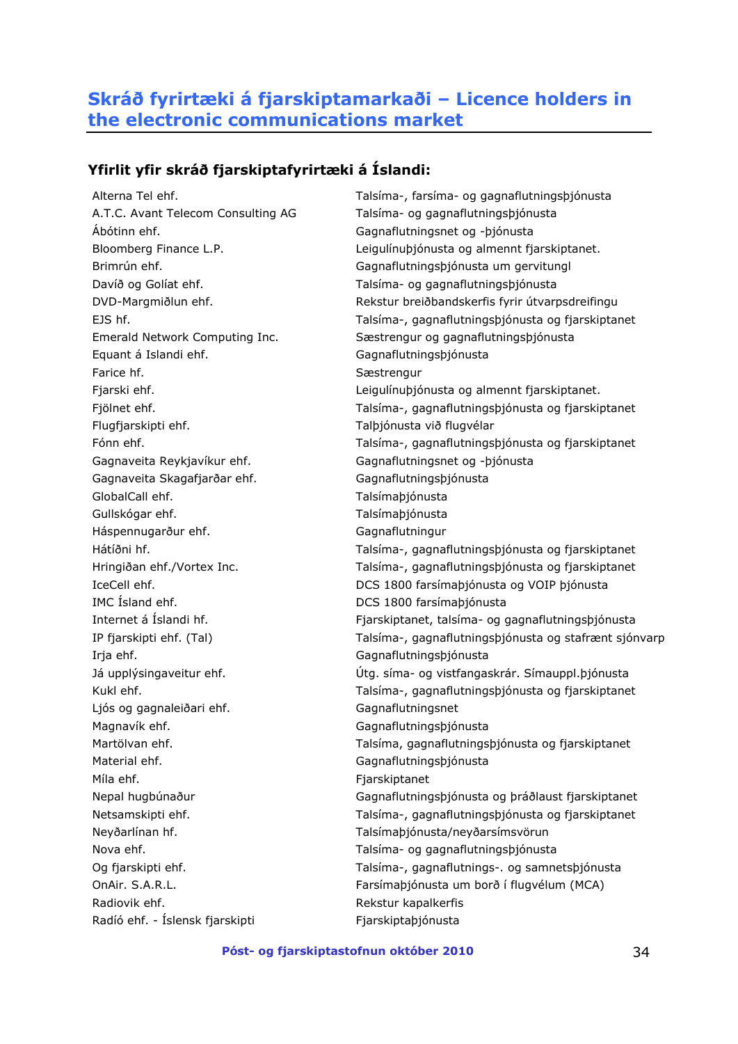## Skráð fyrirtæki á fjarskiptamarkaði – Licence holders in the electronic communications market

### Yfirlit yfir skráð fjarskiptafyrirtæki á Íslandi:

| | |
|---|---|
| Alterna Tel ehf. | Talsíma-, farsíma- og gagnaflutningsþjónusta |
| A.T.C. Avant Telecom Consulting AG | Talsíma- og gagnaflutningsþjónusta |
| Ábótinn ehf. | Gagnaflutningsnet og -þjónusta |
| Bloomberg Finance L.P. | Leigulínuþjónusta og almennt fjarskiptanet. |
| Brimrún ehf. | Gagnaflutningsþjónusta um gervitungl |
| Davíð og Golíat ehf. | Talsíma- og gagnaflutningsþjónusta |
| DVD-Margmiðlun ehf. | Rekstur breiðbandskerfis fyrir útvarpsdreifingu |
| EJS hf. | Talsíma-, gagnaflutningsþjónusta og fjarskiptanet |
| Emerald Network Computing Inc. | Sæstrengur og gagnaflutningsþjónusta |
| Equant á Islandi ehf. | Gagnaflutningsþjónusta |
| Farice hf. | Sæstrengur |
| Fjarski ehf. | Leigulínuþjónusta og almennt fjarskiptanet. |
| Fjölnet ehf. | Talsíma-, gagnaflutningsþjónusta og fjarskiptanet |
| Flugfjarskipti ehf. | Talþjónusta við flugvélar |
| Fónn ehf. | Talsíma-, gagnaflutningsþjónusta og fjarskiptanet |
| Gagnaveita Reykjavíkur ehf. | Gagnaflutningsnet og -þjónusta |
| Gagnaveita Skagafjarðar ehf. | Gagnaflutningsþjónusta |
| GlobalCall ehf. | Talsímaþjónusta |
| Gullskógar ehf. | Talsímaþjónusta |
| Háspennugarður ehf. | Gagnaflutningur |
| Hátíðni hf. | Talsíma-, gagnaflutningsþjónusta og fjarskiptanet |
| Hringiðan ehf./Vortex Inc. | Talsíma-, gagnaflutningsþjónusta og fjarskiptanet |
| IceCell ehf. | DCS 1800 farsímaþjónusta og VOIP þjónusta |
| IMC Ísland ehf. | DCS 1800 farsímaþjónusta |
| Internet á Íslandi hf. | Fjarskiptanet, talsíma- og gagnaflutningsþjónusta |
| IP fjarskipti ehf. (Tal) | Talsíma-, gagnaflutningsþjónusta og stafrænt sjónvarp |
| Irja ehf. | Gagnaflutningsþjónusta |
| Já upplýsingaveitur ehf. | Útg. síma- og vistfangaskrár. Símauppl.þjónusta |
| Kukl ehf. | Talsíma-, gagnaflutningsþjónusta og fjarskiptanet |
| Ljós og gagnaleiðari ehf. | Gagnaflutningsnet |
| Magnavík ehf. | Gagnaflutningsþjónusta |
| Martölvan ehf. | Talsíma, gagnaflutningsþjónusta og fjarskiptanet |
| Material ehf. | Gagnaflutningsþjónusta |
| Míla ehf. | Fjarskiptanet |
| Nepal hugbúnaður | Gagnaflutningsþjónusta og þráðlaust fjarskiptanet |
| Netsamskipti ehf. | Talsíma-, gagnaflutningsþjónusta og fjarskiptanet |
| Neyðarlínan hf. | Talsímaþjónusta/neyðarsímsvörun |
| Nova ehf. | Talsíma- og gagnaflutningsþjónusta |
| Og fjarskipti ehf. | Talsíma-, gagnaflutnings-. og samnetsþjónusta |
| OnAir. S.A.R.L. | Farsímaþjónusta um borð í flugvélum (MCA) |
| Radiovik ehf. | Rekstur kapalkerfis |
| Radíó ehf. - Íslensk fjarskipti | Fjarskiptaþjónusta |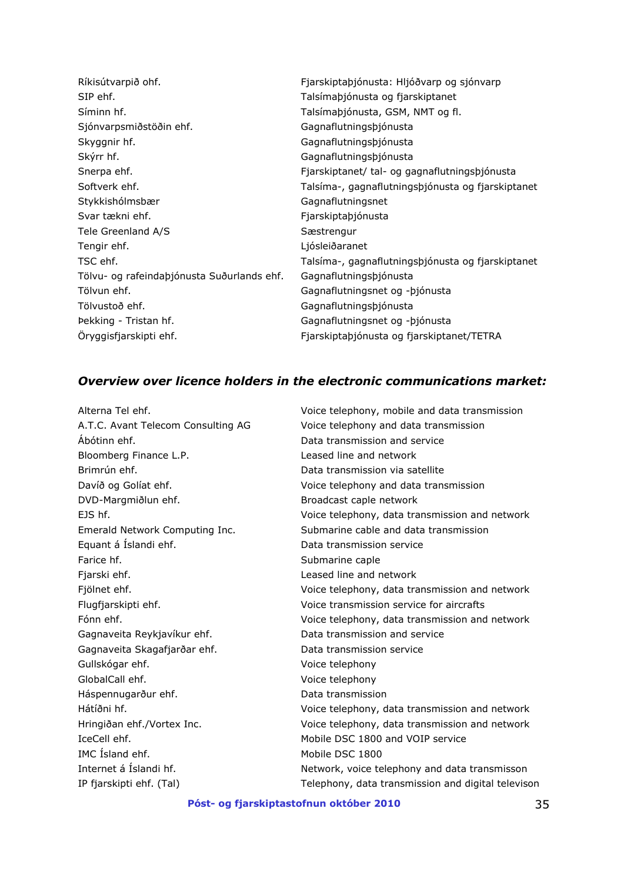| | |
|---|---|
| Ríkisútvarpið ohf. | Fjarskiptaþjónusta: Hljóðvarp og sjónvarp |
| SIP ehf. | Talsímaþjónusta og fjarskiptanet |
| Síminn hf. | Talsímaþjónusta, GSM, NMT og fl. |
| Sjónvarpsmiðstöðin ehf. | Gagnaflutningsþjónusta |
| Skyggnir hf. | Gagnaflutningsþjónusta |
| Skýrr hf. | Gagnaflutningsþjónusta |
| Snerpa ehf. | Fjarskiptanet/ tal- og gagnaflutningsþjónusta |
| Softverk ehf. | Talsíma-, gagnaflutningsþjónusta og fjarskiptanet |
| Stykkishólmsbær | Gagnaflutningsnet |
| Svar tækni ehf. | Fjarskiptaþjónusta |
| Tele Greenland A/S | Sæstrengur |
| Tengir ehf. | Ljósleiðaranet |
| TSC ehf. | Talsíma-, gagnaflutningsþjónusta og fjarskiptanet |
| Tölvu- og rafeindaþjónusta Suðurlands ehf. | Gagnaflutningsþjónusta |
| Tölvun ehf. | Gagnaflutningsnet og -þjónusta |
| Tölvustoð ehf. | Gagnaflutningsþjónusta |
| Þekking - Tristan hf. | Gagnaflutningsnet og -þjónusta |
| Öryggisfjarskipti ehf. | Fjarskiptaþjónusta og fjarskiptanet/TETRA |

### *Overview over licence holders in the electronic communications market:*

| | |
|---|---|
| Alterna Tel ehf. | Voice telephony, mobile and data transmission |
| A.T.C. Avant Telecom Consulting AG | Voice telephony and data transmission |
| Ábótinn ehf. | Data transmission and service |
| Bloomberg Finance L.P. | Leased line and network |
| Brimrún ehf. | Data transmission via satellite |
| Davíð og Golíat ehf. | Voice telephony and data transmission |
| DVD-Margmiðlun ehf. | Broadcast caple network |
| EJS hf. | Voice telephony, data transmission and network |
| Emerald Network Computing Inc. | Submarine cable and data transmission |
| Equant á Íslandi ehf. | Data transmission service |
| Farice hf. | Submarine caple |
| Fjarski ehf. | Leased line and network |
| Fjölnet ehf. | Voice telephony, data transmission and network |
| Flugfjarskipti ehf. | Voice transmission service for aircrafts |
| Fónn ehf. | Voice telephony, data transmission and network |
| Gagnaveita Reykjavíkur ehf. | Data transmission and service |
| Gagnaveita Skagafjarðar ehf. | Data transmission service |
| Gullskógar ehf. | Voice telephony |
| GlobalCall ehf. | Voice telephony |
| Háspennugarður ehf. | Data transmission |
| Hátíðni hf. | Voice telephony, data transmission and network |
| Hringiðan ehf./Vortex Inc. | Voice telephony, data transmission and network |
| IceCell ehf. | Mobile DSC 1800 and VOIP service |
| IMC Ísland ehf. | Mobile DSC 1800 |
| Internet á Íslandi hf. | Network, voice telephony and data transmisson |
| IP fjarskipti ehf. (Tal) | Telephony, data transmission and digital televison |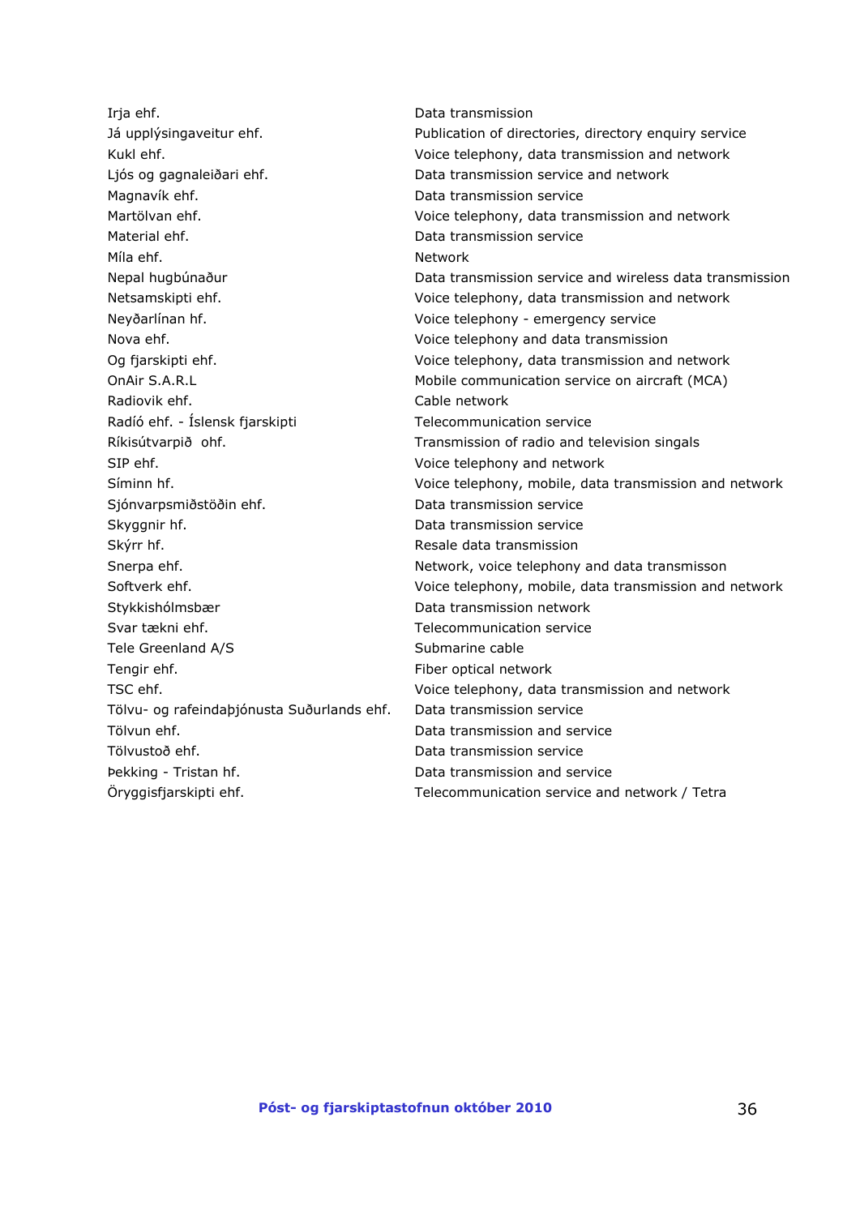| | |
|---|---|
| Irja ehf. | Data transmission |
| Já upplýsingaveitur ehf. | Publication of directories, directory enquiry service |
| Kukl ehf. | Voice telephony, data transmission and network |
| Ljós og gagnaleiðari ehf. | Data transmission service and network |
| Magnavík ehf. | Data transmission service |
| Martölvan ehf. | Voice telephony, data transmission and network |
| Material ehf. | Data transmission service |
| Míla ehf. | Network |
| Nepal hugbúnaður | Data transmission service and wireless data transmission |
| Netsamskipti ehf. | Voice telephony, data transmission and network |
| Neyðarlínan hf. | Voice telephony - emergency service |
| Nova ehf. | Voice telephony and data transmission |
| Og fjarskipti ehf. | Voice telephony, data transmission and network |
| OnAir S.A.R.L | Mobile communication service on aircraft (MCA) |
| Radiovik ehf. | Cable network |
| Radíó ehf. - Íslensk fjarskipti | Telecommunication service |
| Ríkisútvarpið ohf. | Transmission of radio and television singals |
| SIP ehf. | Voice telephony and network |
| Síminn hf. | Voice telephony, mobile, data transmission and network |
| Sjónvarpsmiðstöðin ehf. | Data transmission service |
| Skyggnir hf. | Data transmission service |
| Skýrr hf. | Resale data transmission |
| Snerpa ehf. | Network, voice telephony and data transmisson |
| Softverk ehf. | Voice telephony, mobile, data transmission and network |
| Stykkishólmsbær | Data transmission network |
| Svar tækni ehf. | Telecommunication service |
| Tele Greenland A/S | Submarine cable |
| Tengir ehf. | Fiber optical network |
| TSC ehf. | Voice telephony, data transmission and network |
| Tölvu- og rafeindaþjónusta Suðurlands ehf. | Data transmission service |
| Tölvun ehf. | Data transmission and service |
| Tölvustoð ehf. | Data transmission service |
| Þekking - Tristan hf. | Data transmission and service |
| Öryggisfjarskipti ehf. | Telecommunication service and network / Tetra |